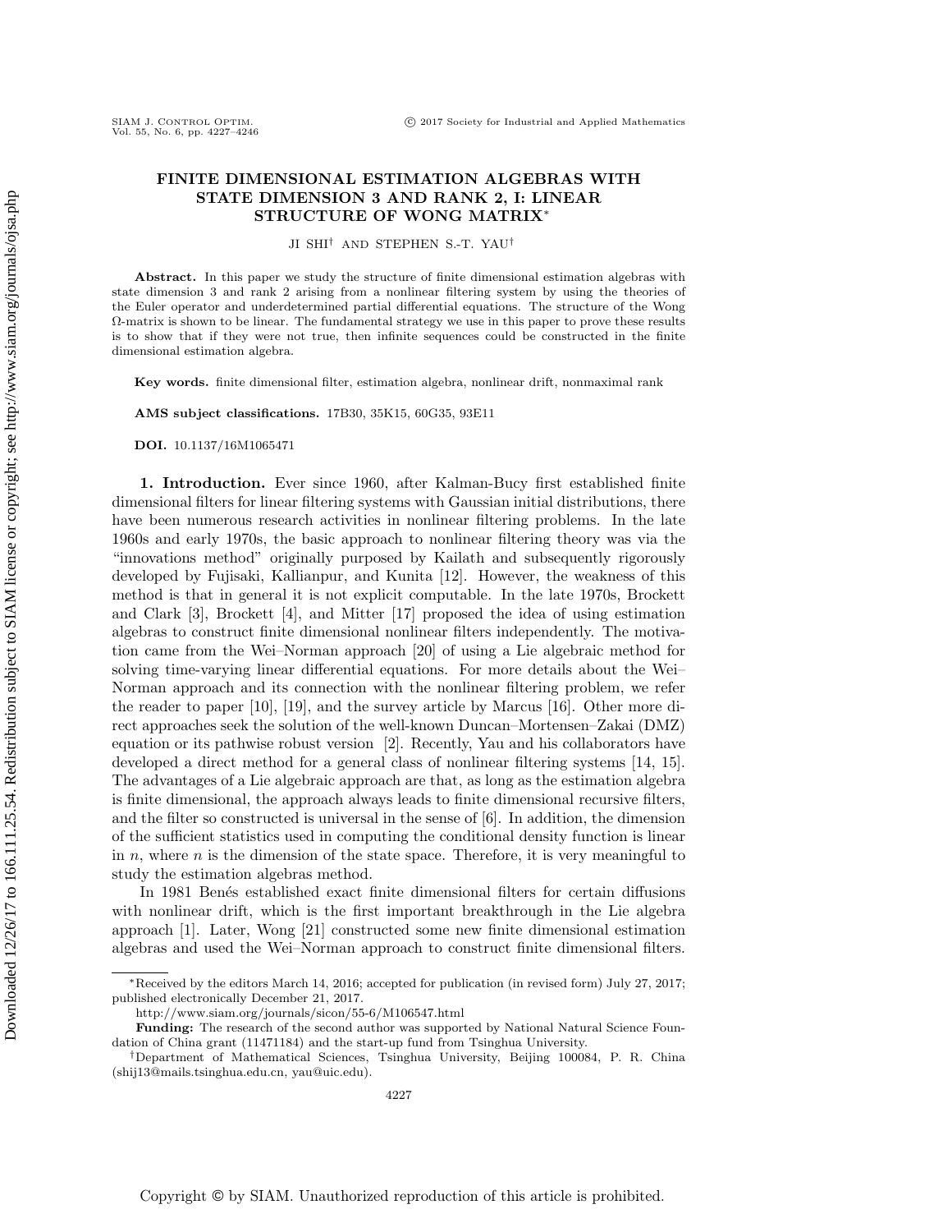# FINITE DIMENSIONAL ESTIMATION ALGEBRAS WITH STATE DIMENSION 3 AND RANK 2, I: LINEAR STRUCTURE OF WONG MATRIX*

JI SHI† AND STEPHEN S.-T. YAU†

**Abstract.** In this paper we study the structure of finite dimensional estimation algebras with state dimension 3 and rank 2 arising from a nonlinear filtering system by using the theories of the Euler operator and underdetermined partial differential equations. The structure of the Wong $\Omega$-matrix is shown to be linear. The fundamental strategy we use in this paper to prove these results is to show that if they were not true, then infinite sequences could be constructed in the finite dimensional estimation algebra.

**Key words.** finite dimensional filter, estimation algebra, nonlinear drift, nonmaximal rank

**AMS subject classifications.** 17B30, 35K15, 60G35, 93E11

**DOI.** 10.1137/16M1065471

## 1. Introduction.

Ever since 1960, after Kalman-Bucy first established finite dimensional filters for linear filtering systems with Gaussian initial distributions, there have been numerous research activities in nonlinear filtering problems. In the late 1960s and early 1970s, the basic approach to nonlinear filtering theory was via the "innovations method" originally purposed by Kailath and subsequently rigorously developed by Fujisaki, Kallianpur, and Kunita [12]. However, the weakness of this method is that in general it is not explicit computable. In the late 1970s, Brockett and Clark [3], Brockett [4], and Mitter [17] proposed the idea of using estimation algebras to construct finite dimensional nonlinear filters independently. The motivation came from the Wei–Norman approach [20] of using a Lie algebraic method for solving time-varying linear differential equations. For more details about the Wei–Norman approach and its connection with the nonlinear filtering problem, we refer the reader to paper [10], [19], and the survey article by Marcus [16]. Other more direct approaches seek the solution of the well-known Duncan–Mortensen–Zakai (DMZ) equation or its pathwise robust version [2]. Recently, Yau and his collaborators have developed a direct method for a general class of nonlinear filtering systems [14, 15]. The advantages of a Lie algebraic approach are that, as long as the estimation algebra is finite dimensional, the approach always leads to finite dimensional recursive filters, and the filter so constructed is universal in the sense of [6]. In addition, the dimension of the sufficient statistics used in computing the conditional density function is linear in $n$, where $n$ is the dimension of the state space. Therefore, it is very meaningful to study the estimation algebras method.

In 1981 Benés established exact finite dimensional filters for certain diffusions with nonlinear drift, which is the first important breakthrough in the Lie algebra approach [1]. Later, Wong [21] constructed some new finite dimensional estimation algebras and used the Wei–Norman approach to construct finite dimensional filters.

---

*Received by the editors March 14, 2016; accepted for publication (in revised form) July 27, 2017; published electronically December 21, 2017.

http://www.siam.org/journals/sicon/55-6/M106547.html

**Funding:** The research of the second author was supported by National Natural Science Foundation of China grant (11471184) and the start-up fund from Tsinghua University.

†Department of Mathematical Sciences, Tsinghua University, Beijing 100084, P. R. China (shij13@mails.tsinghua.edu.cn, yau@uic.edu).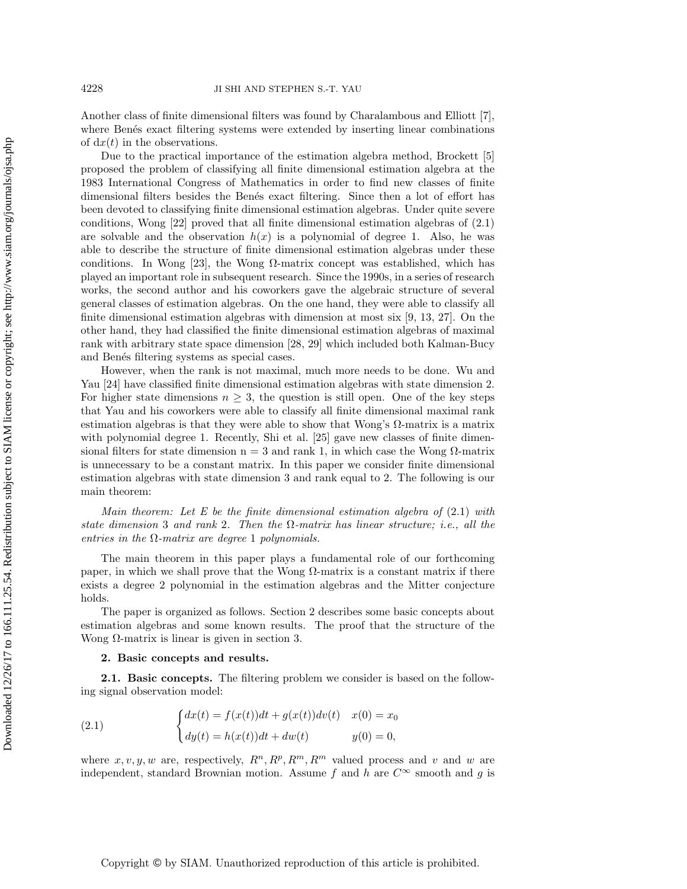Another class of finite dimensional filters was found by Charalambous and Elliott [7], where Benés exact filtering systems were extended by inserting linear combinations of $dx(t)$ in the observations.

Due to the practical importance of the estimation algebra method, Brockett [5] proposed the problem of classifying all finite dimensional estimation algebra at the 1983 International Congress of Mathematics in order to find new classes of finite dimensional filters besides the Benés exact filtering. Since then a lot of effort has been devoted to classifying finite dimensional estimation algebras. Under quite severe conditions, Wong [22] proved that all finite dimensional estimation algebras of (2.1) are solvable and the observation $h(x)$ is a polynomial of degree 1. Also, he was able to describe the structure of finite dimensional estimation algebras under these conditions. In Wong [23], the Wong $\Omega$-matrix concept was established, which has played an important role in subsequent research. Since the 1990s, in a series of research works, the second author and his coworkers gave the algebraic structure of several general classes of estimation algebras. On the one hand, they were able to classify all finite dimensional estimation algebras with dimension at most six [9, 13, 27]. On the other hand, they had classified the finite dimensional estimation algebras of maximal rank with arbitrary state space dimension [28, 29] which included both Kalman-Bucy and Benés filtering systems as special cases.

However, when the rank is not maximal, much more needs to be done. Wu and Yau [24] have classified finite dimensional estimation algebras with state dimension 2. For higher state dimensions $n \geq 3$, the question is still open. One of the key steps that Yau and his coworkers were able to classify all finite dimensional maximal rank estimation algebras is that they were able to show that Wong's $\Omega$-matrix is a matrix with polynomial degree 1. Recently, Shi et al. [25] gave new classes of finite dimensional filters for state dimension n = 3 and rank 1, in which case the Wong $\Omega$-matrix is unnecessary to be a constant matrix. In this paper we consider finite dimensional estimation algebras with state dimension 3 and rank equal to 2. The following is our main theorem:

*Main theorem: Let $E$ be the finite dimensional estimation algebra of* (2.1) *with state dimension* 3 *and rank* 2. *Then the $\Omega$-matrix has linear structure; i.e., all the entries in the $\Omega$-matrix are degree* 1 *polynomials.*

The main theorem in this paper plays a fundamental role of our forthcoming paper, in which we shall prove that the Wong $\Omega$-matrix is a constant matrix if there exists a degree 2 polynomial in the estimation algebras and the Mitter conjecture holds.

The paper is organized as follows. Section 2 describes some basic concepts about estimation algebras and some known results. The proof that the structure of the Wong $\Omega$-matrix is linear is given in section 3.

## 2. Basic concepts and results.

**2.1. Basic concepts.** The filtering problem we consider is based on the following signal observation model:

$$
\begin{cases} dx(t) = f(x(t))dt + g(x(t))dv(t) & x(0) = x_0 \\ dy(t) = h(x(t))dt + dw(t) & y(0) = 0, \end{cases} \tag{2.1}
$$

where $x, v, y, w$ are, respectively, $R^n, R^p, R^m, R^m$ valued process and $v$ and $w$ are independent, standard Brownian motion. Assume $f$ and $h$ are $C^\infty$ smooth and $g$ is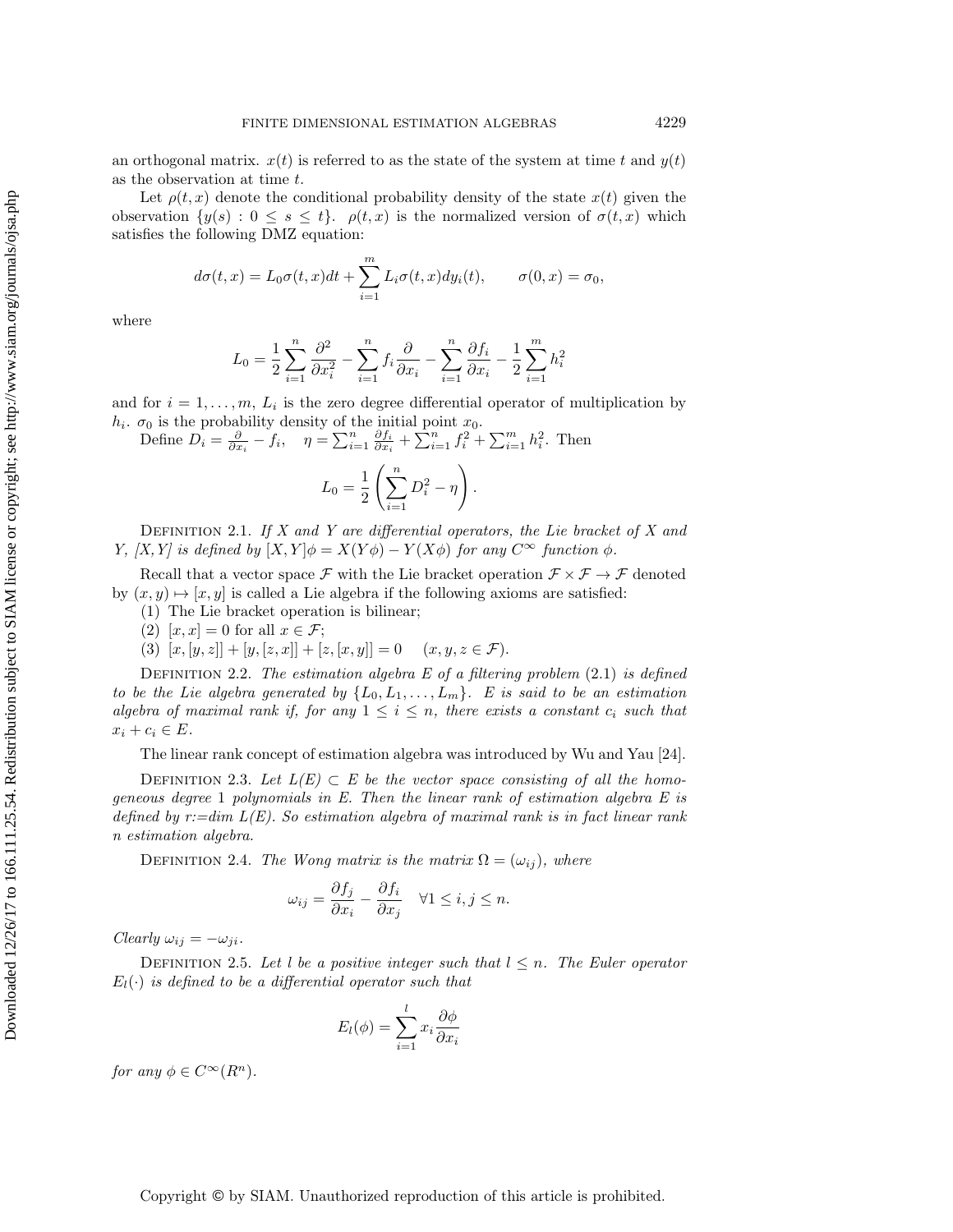an orthogonal matrix. $x(t)$ is referred to as the state of the system at time $t$ and $y(t)$ as the observation at time $t$.

Let $\rho(t, x)$ denote the conditional probability density of the state $x(t)$ given the observation $\{y(s) : 0 \le s \le t\}$. $\rho(t, x)$ is the normalized version of $\sigma(t, x)$ which satisfies the following DMZ equation:

$$d\sigma(t, x) = L_0 \sigma(t, x) dt + \sum_{i=1}^{m} L_i \sigma(t, x) dy_i(t), \qquad \sigma(0, x) = \sigma_0,$$

where

$$L_0 = \frac{1}{2} \sum_{i=1}^{n} \frac{\partial^2}{\partial x_i^2} - \sum_{i=1}^{n} f_i \frac{\partial}{\partial x_i} - \sum_{i=1}^{n} \frac{\partial f_i}{\partial x_i} - \frac{1}{2} \sum_{i=1}^{m} h_i^2$$

and for $i = 1, \ldots, m$, $L_i$ is the zero degree differential operator of multiplication by $h_i$. $\sigma_0$ is the probability density of the initial point $x_0$.

Define $D_i = \frac{\partial}{\partial x_i} - f_i$, $\quad \eta = \sum_{i=1}^{n} \frac{\partial f_i}{\partial x_i} + \sum_{i=1}^{n} f_i^2 + \sum_{i=1}^{m} h_i^2$. Then

$$L_0 = \frac{1}{2} \left( \sum_{i=1}^{n} D_i^2 - \eta \right).$$

Definition 2.1. *If $X$ and $Y$ are differential operators, the Lie bracket of $X$ and $Y$, $[X, Y]$ is defined by $[X, Y]\phi = X(Y\phi) - Y(X\phi)$ for any $C^\infty$ function $\phi$.*

Recall that a vector space $\mathcal{F}$ with the Lie bracket operation $\mathcal{F} \times \mathcal{F} \to \mathcal{F}$ denoted by $(x, y) \mapsto [x, y]$ is called a Lie algebra if the following axioms are satisfied:

(1) The Lie bracket operation is bilinear;
(2) $[x, x] = 0$ for all $x \in \mathcal{F}$;
(3) $[x, [y, z]] + [y, [z, x]] + [z, [x, y]] = 0 \quad (x, y, z \in \mathcal{F})$.

Definition 2.2. *The estimation algebra $E$ of a filtering problem* (2.1) *is defined to be the Lie algebra generated by $\{L_0, L_1, \ldots, L_m\}$. $E$ is said to be an estimation algebra of maximal rank if, for any $1 \le i \le n$, there exists a constant $c_i$ such that $x_i + c_i \in E$.*

The linear rank concept of estimation algebra was introduced by Wu and Yau [24].

Definition 2.3. *Let $L(E) \subset E$ be the vector space consisting of all the homogeneous degree 1 polynomials in $E$. Then the linear rank of estimation algebra $E$ is defined by $r$:=dim $L(E)$. So estimation algebra of maximal rank is in fact linear rank $n$ estimation algebra.*

Definition 2.4. *The Wong matrix is the matrix $\Omega = (\omega_{ij})$, where*

$$\omega_{ij} = \frac{\partial f_j}{\partial x_i} - \frac{\partial f_i}{\partial x_j} \quad \forall 1 \le i, j \le n.$$

*Clearly $\omega_{ij} = -\omega_{ji}$.*

Definition 2.5. *Let $l$ be a positive integer such that $l \le n$. The Euler operator $E_l(\cdot)$ is defined to be a differential operator such that*

$$E_l(\phi) = \sum_{i=1}^{l} x_i \frac{\partial \phi}{\partial x_i}$$

*for any $\phi \in C^\infty(R^n)$.*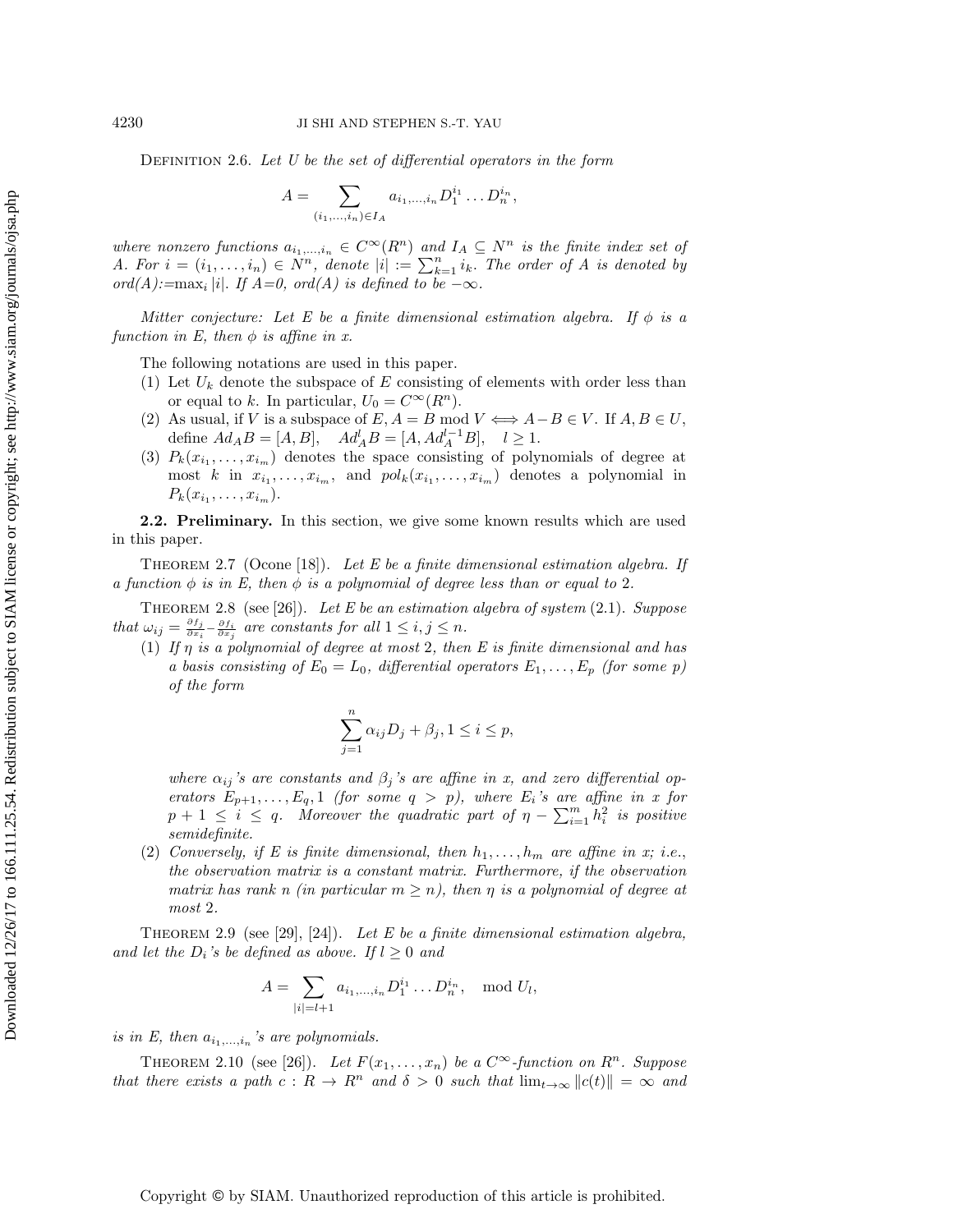Definition 2.6. *Let $U$ be the set of differential operators in the form*

$$A = \sum_{(i_1,\ldots,i_n)\in I_A} a_{i_1,\ldots,i_n} D_1^{i_1} \ldots D_n^{i_n},$$

*where nonzero functions $a_{i_1,\ldots,i_n} \in C^\infty(R^n)$ and $I_A \subseteq N^n$ is the finite index set of $A$. For $i = (i_1,\ldots,i_n) \in N^n$, denote $|i| := \sum_{k=1}^n i_k$. The order of $A$ is denoted by $ord(A)$:=$\max_i |i|$. If $A$=0, $ord(A)$ is defined to be $-\infty$.*

*Mitter conjecture: Let $E$ be a finite dimensional estimation algebra. If $\phi$ is a function in $E$, then $\phi$ is affine in $x$.*

The following notations are used in this paper.

(1) Let $U_k$ denote the subspace of $E$ consisting of elements with order less than or equal to $k$. In particular, $U_0 = C^\infty(R^n)$.
(2) As usual, if $V$ is a subspace of $E, A = B \mod V \Longleftrightarrow A - B \in V$. If $A, B \in U$, define $Ad_A B = [A, B]$, $\quad Ad_A^l B = [A, Ad_A^{l-1} B]$, $\quad l \geq 1$.
(3) $P_k(x_{i_1},\ldots,x_{i_m})$ denotes the space consisting of polynomials of degree at most $k$ in $x_{i_1},\ldots,x_{i_m}$, and $pol_k(x_{i_1},\ldots,x_{i_m})$ denotes a polynomial in $P_k(x_{i_1},\ldots,x_{i_m})$.

**2.2. Preliminary.** In this section, we give some known results which are used in this paper.

Theorem 2.7 (Ocone [18]). *Let $E$ be a finite dimensional estimation algebra. If a function $\phi$ is in $E$, then $\phi$ is a polynomial of degree less than or equal to 2.*

Theorem 2.8 (see [26]). *Let $E$ be an estimation algebra of system (2.1). Suppose that $\omega_{ij} = \frac{\partial f_j}{\partial x_i} - \frac{\partial f_i}{\partial x_j}$ are constants for all $1 \leq i, j \leq n$.*

(1) *If $\eta$ is a polynomial of degree at most 2, then $E$ is finite dimensional and has a basis consisting of $E_0 = L_0$, differential operators $E_1,\ldots,E_p$ (for some $p$) of the form*

$$\sum_{j=1}^n \alpha_{ij} D_j + \beta_j, 1 \leq i \leq p,$$

*where $\alpha_{ij}$'s are constants and $\beta_j$'s are affine in $x$, and zero differential operators $E_{p+1},\ldots,E_q, 1$ (for some $q > p$), where $E_i$'s are affine in $x$ for $p+1 \leq i \leq q$. Moreover the quadratic part of $\eta - \sum_{i=1}^m h_i^2$ is positive semidefinite.*

(2) *Conversely, if $E$ is finite dimensional, then $h_1,\ldots,h_m$ are affine in $x$; i.e., the observation matrix is a constant matrix. Furthermore, if the observation matrix has rank $n$ (in particular $m \geq n$), then $\eta$ is a polynomial of degree at most 2.*

Theorem 2.9 (see [29], [24]). *Let $E$ be a finite dimensional estimation algebra, and let the $D_i$'s be defined as above. If $l \geq 0$ and*

$$A = \sum_{|i|=l+1} a_{i_1,\ldots,i_n} D_1^{i_1} \ldots D_n^{i_n}, \quad \mod U_l,$$

*is in $E$, then $a_{i_1,\ldots,i_n}$'s are polynomials.*

Theorem 2.10 (see [26]). *Let $F(x_1,\ldots,x_n)$ be a $C^\infty$-function on $R^n$. Suppose that there exists a path $c : R \to R^n$ and $\delta > 0$ such that $\lim_{t\to\infty} \|c(t)\| = \infty$ and*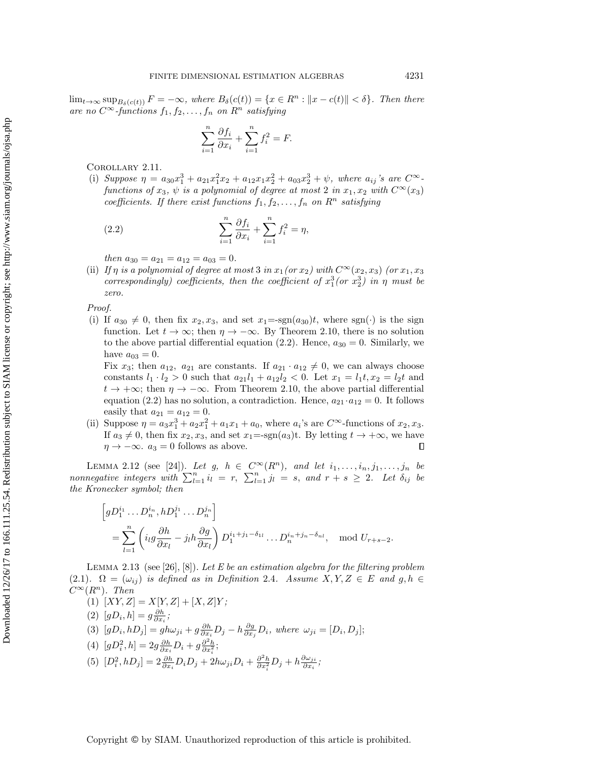$\lim_{t\to\infty}\sup_{B_\delta(c(t))} F = -\infty$, where $B_\delta(c(t)) = \{x \in R^n : \|x - c(t)\| < \delta\}$. Then there are no $C^\infty$-functions $f_1, f_2, \ldots, f_n$ on $R^n$ satisfying

$$\sum_{i=1}^{n} \frac{\partial f_i}{\partial x_i} + \sum_{i=1}^{n} f_i^2 = F.$$

Corollary 2.11.

(i) *Suppose* $\eta = a_{30}x_1^3 + a_{21}x_1^2x_2 + a_{12}x_1x_2^2 + a_{03}x_2^3 + \psi$, *where* $a_{ij}$*'s are* $C^\infty$-*functions of* $x_3$, $\psi$ *is a polynomial of degree at most* 2 *in* $x_1, x_2$ *with* $C^\infty(x_3)$ *coefficients. If there exist functions* $f_1, f_2, \ldots, f_n$ *on* $R^n$ *satisfying*

$$\sum_{i=1}^{n} \frac{\partial f_i}{\partial x_i} + \sum_{i=1}^{n} f_i^2 = \eta, \tag{2.2}$$

*then* $a_{30} = a_{21} = a_{12} = a_{03} = 0$.

(ii) *If* $\eta$ *is a polynomial of degree at most* 3 *in* $x_1$ *(or* $x_2$*) with* $C^\infty(x_2, x_3)$ *(or* $x_1, x_3$ *correspondingly) coefficients, then the coefficient of* $x_1^3$ *(or* $x_2^3$*) in* $\eta$ *must be zero.*

*Proof.*

(i) If $a_{30} \neq 0$, then fix $x_2, x_3$, and set $x_1$=-sgn$(a_{30})t$, where sgn$(\cdot)$ is the sign function. Let $t \to \infty$; then $\eta \to -\infty$. By Theorem 2.10, there is no solution to the above partial differential equation (2.2). Hence, $a_{30} = 0$. Similarly, we have $a_{03} = 0$.

Fix $x_3$; then $a_{12}$, $a_{21}$ are constants. If $a_{21} \cdot a_{12} \neq 0$, we can always choose constants $l_1 \cdot l_2 > 0$ such that $a_{21}l_1 + a_{12}l_2 < 0$. Let $x_1 = l_1 t, x_2 = l_2 t$ and $t \to +\infty$; then $\eta \to -\infty$. From Theorem 2.10, the above partial differential equation (2.2) has no solution, a contradiction. Hence, $a_{21} \cdot a_{12} = 0$. It follows easily that $a_{21} = a_{12} = 0$.

(ii) Suppose $\eta = a_3x_1^3 + a_2x_1^2 + a_1x_1 + a_0$, where $a_i$'s are $C^\infty$-functions of $x_2, x_3$. If $a_3 \neq 0$, then fix $x_2, x_3$, and set $x_1$=-sgn$(a_3)$t. By letting $t \to +\infty$, we have $\eta \to -\infty$. $a_3 = 0$ follows as above. □

Lemma 2.12 (see [24]). *Let* $g,\ h \in C^\infty(R^n)$, *and let* $i_1, \ldots, i_n, j_1, \ldots, j_n$ *be nonnegative integers with* $\sum_{l=1}^n i_l = r$, $\sum_{l=1}^n j_l = s$, *and* $r + s \geq 2$. *Let* $\delta_{ij}$ *be the Kronecker symbol; then*

$$\begin{aligned}
&\left[gD_1^{i_1} \ldots D_n^{i_n}, hD_1^{j_1} \ldots D_n^{j_n}\right] \\
&\quad = \sum_{l=1}^{n} \left( i_l g \frac{\partial h}{\partial x_l} - j_l h \frac{\partial g}{\partial x_l} \right) D_1^{i_1+j_1-\delta_{1l}} \ldots D_n^{i_n+j_n-\delta_{nl}}, \quad \bmod U_{r+s-2}.
\end{aligned}$$

Lemma 2.13 (see [26], [8]). *Let* $E$ *be an estimation algebra for the filtering problem* (2.1). $\Omega = (\omega_{ij})$ *is defined as in Definition* 2.4. *Assume* $X, Y, Z \in E$ *and* $g, h \in C^\infty(R^n)$. *Then*

(1) $[XY, Z] = X[Y, Z] + [X, Z]Y$;

(2) $[gD_i, h] = g\frac{\partial h}{\partial x_i}$;

(3) $[gD_i, hD_j] = gh\omega_{ji} + g\frac{\partial h}{\partial x_i}D_j - h\frac{\partial g}{\partial x_j}D_i$, *where* $\omega_{ji} = [D_i, D_j]$;

(4) $[gD_i^2, h] = 2g\frac{\partial h}{\partial x_i}D_i + g\frac{\partial^2 h}{\partial x_i^2}$;

(5) $[D_i^2, hD_j] = 2\frac{\partial h}{\partial x_i}D_iD_j + 2h\omega_{ji}D_i + \frac{\partial^2 h}{\partial x_i^2}D_j + h\frac{\partial \omega_{ji}}{\partial x_i}$;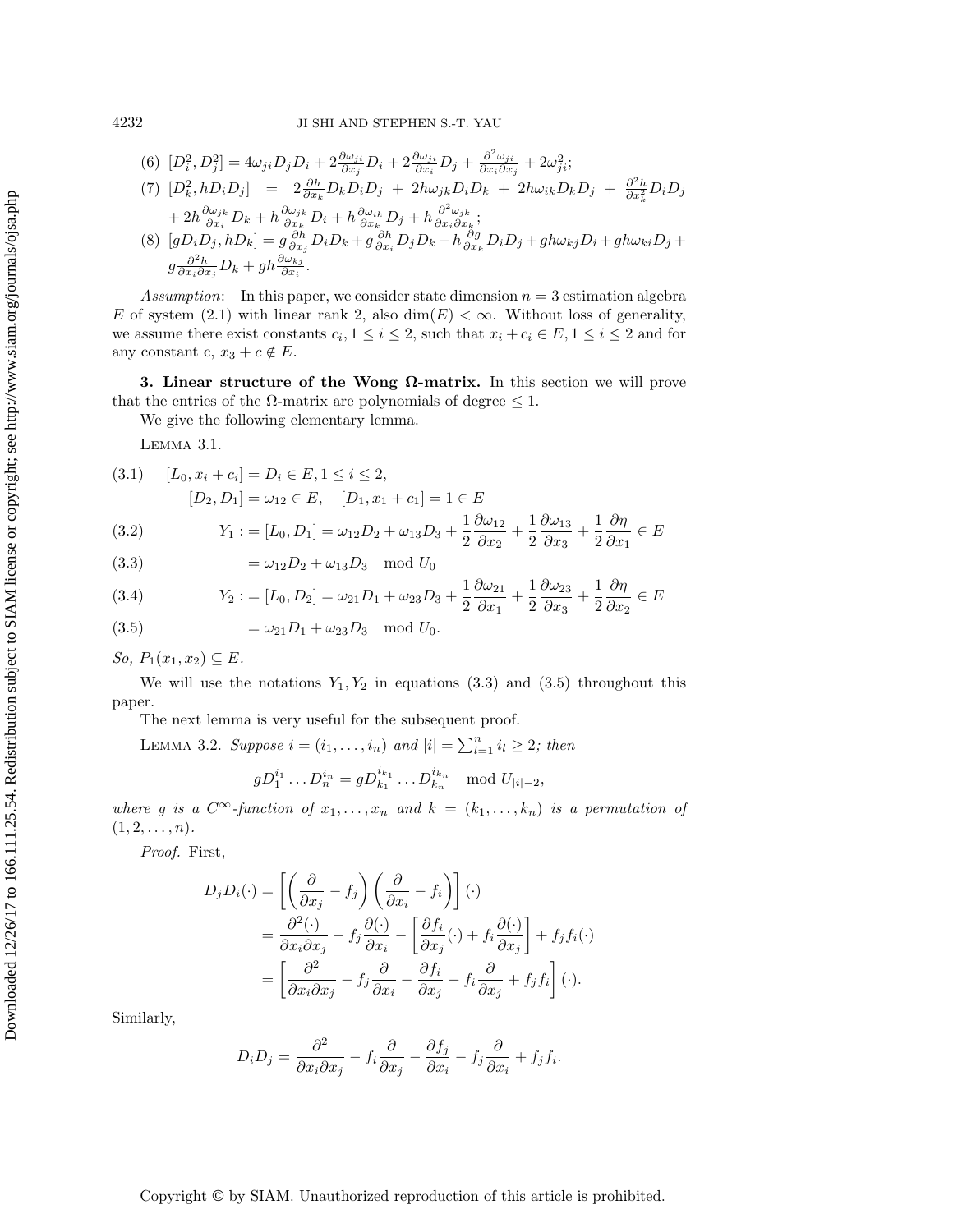(6) $[D_i^2, D_j^2] = 4\omega_{ji} D_j D_i + 2\frac{\partial \omega_{ji}}{\partial x_j} D_i + 2\frac{\partial \omega_{ji}}{\partial x_i} D_j + \frac{\partial^2 \omega_{ji}}{\partial x_i \partial x_j} + 2\omega_{ji}^2$;

(7) $[D_k^2, hD_iD_j] = 2\frac{\partial h}{\partial x_k} D_k D_i D_j + 2h\omega_{jk} D_i D_k + 2h\omega_{ik} D_k D_j + \frac{\partial^2 h}{\partial x_k^2} D_i D_j + 2h\frac{\partial \omega_{jk}}{\partial x_i} D_k + h\frac{\partial \omega_{jk}}{\partial x_k} D_i + h\frac{\partial \omega_{ik}}{\partial x_k} D_j + h\frac{\partial^2 \omega_{jk}}{\partial x_i \partial x_k}$;

(8) $[gD_iD_j, hD_k] = g\frac{\partial h}{\partial x_j} D_i D_k + g\frac{\partial h}{\partial x_i} D_j D_k - h\frac{\partial g}{\partial x_k} D_i D_j + gh\omega_{kj} D_i + gh\omega_{ki} D_j + g\frac{\partial^2 h}{\partial x_i \partial x_j} D_k + gh\frac{\partial \omega_{kj}}{\partial x_i}$.

*Assumption*: In this paper, we consider state dimension $n = 3$ estimation algebra $E$ of system (2.1) with linear rank 2, also $\dim(E) < \infty$. Without loss of generality, we assume there exist constants $c_i, 1 \leq i \leq 2$, such that $x_i + c_i \in E, 1 \leq i \leq 2$ and for any constant c, $x_3 + c \notin E$.

## 3. Linear structure of the Wong Ω-matrix.

In this section we will prove that the entries of the Ω-matrix are polynomials of degree $\leq 1$.

We give the following elementary lemma.

LEMMA 3.1.

$$(3.1) \quad [L_0, x_i + c_i] = D_i \in E, 1 \leq i \leq 2,$$

$$[D_2, D_1] = \omega_{12} \in E, \quad [D_1, x_1 + c_1] = 1 \in E$$

$$(3.2) \quad Y_1 := [L_0, D_1] = \omega_{12} D_2 + \omega_{13} D_3 + \frac{1}{2}\frac{\partial \omega_{12}}{\partial x_2} + \frac{1}{2}\frac{\partial \omega_{13}}{\partial x_3} + \frac{1}{2}\frac{\partial \eta}{\partial x_1} \in E$$

$$(3.3) \quad = \omega_{12} D_2 + \omega_{13} D_3 \mod U_0$$

$$(3.4) \quad Y_2 := [L_0, D_2] = \omega_{21} D_1 + \omega_{23} D_3 + \frac{1}{2}\frac{\partial \omega_{21}}{\partial x_1} + \frac{1}{2}\frac{\partial \omega_{23}}{\partial x_3} + \frac{1}{2}\frac{\partial \eta}{\partial x_2} \in E$$

$$(3.5) \quad = \omega_{21} D_1 + \omega_{23} D_3 \mod U_0.$$

*So,* $P_1(x_1, x_2) \subseteq E$.

We will use the notations $Y_1, Y_2$ in equations (3.3) and (3.5) throughout this paper.

The next lemma is very useful for the subsequent proof.

LEMMA 3.2. *Suppose* $i = (i_1, \ldots, i_n)$ *and* $|i| = \sum_{l=1}^{n} i_l \geq 2$*; then*

$$gD_1^{i_1} \ldots D_n^{i_n} = gD_{k_1}^{i_{k_1}} \ldots D_{k_n}^{i_{k_n}} \mod U_{|i|-2},$$

*where* $g$ *is a* $C^\infty$*-function of* $x_1, \ldots, x_n$ *and* $k = (k_1, \ldots, k_n)$ *is a permutation of* $(1, 2, \ldots, n)$.

*Proof.* First,

$$\begin{aligned}
D_j D_i(\cdot) &= \left[\left(\frac{\partial}{\partial x_j} - f_j\right)\left(\frac{\partial}{\partial x_i} - f_i\right)\right](\cdot) \\
&= \frac{\partial^2(\cdot)}{\partial x_i \partial x_j} - f_j \frac{\partial(\cdot)}{\partial x_i} - \left[\frac{\partial f_i}{\partial x_j}(\cdot) + f_i \frac{\partial(\cdot)}{\partial x_j}\right] + f_j f_i(\cdot) \\
&= \left[\frac{\partial^2}{\partial x_i \partial x_j} - f_j \frac{\partial}{\partial x_i} - \frac{\partial f_i}{\partial x_j} - f_i \frac{\partial}{\partial x_j} + f_j f_i\right](\cdot).
\end{aligned}$$

Similarly,

$$D_i D_j = \frac{\partial^2}{\partial x_i \partial x_j} - f_i \frac{\partial}{\partial x_j} - \frac{\partial f_j}{\partial x_i} - f_j \frac{\partial}{\partial x_i} + f_j f_i.$$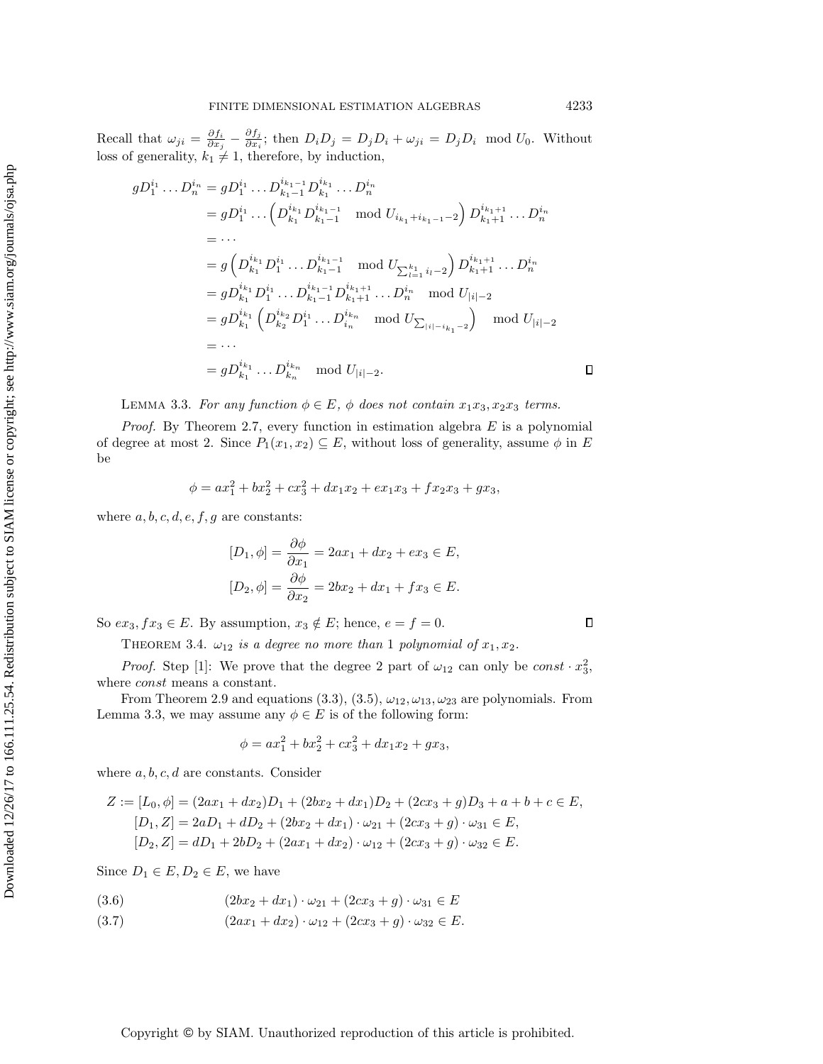Recall that $\omega_{ji} = \frac{\partial f_i}{\partial x_j} - \frac{\partial f_j}{\partial x_i}$; then $D_i D_j = D_j D_i + \omega_{ji} = D_j D_i \mod U_0$. Without loss of generality, $k_1 \neq 1$, therefore, by induction,

$$
\begin{aligned}
gD_1^{i_1} \dots D_n^{i_n} &= gD_1^{i_1} \dots D_{k_1-1}^{i_{k_1-1}} D_{k_1}^{i_{k_1}} \dots D_n^{i_n} \\
&= gD_1^{i_1} \dots \left( D_{k_1}^{i_{k_1}} D_{k_1-1}^{i_{k_1-1}} \mod U_{i_{k_1}+i_{k_1-1}-2} \right) D_{k_1+1}^{i_{k_1+1}} \dots D_n^{i_n} \\
&= \cdots \\
&= g \left( D_{k_1}^{i_{k_1}} D_1^{i_1} \dots D_{k_1-1}^{i_{k_1-1}} \mod U_{\sum_{l=1}^{k_1} i_l - 2} \right) D_{k_1+1}^{i_{k_1+1}} \dots D_n^{i_n} \\
&= gD_{k_1}^{i_{k_1}} D_1^{i_1} \dots D_{k_1-1}^{i_{k_1-1}} D_{k_1+1}^{i_{k_1+1}} \dots D_n^{i_n} \mod U_{|i|-2} \\
&= gD_{k_1}^{i_{k_1}} \left( D_{k_2}^{i_{k_2}} D_1^{i_1} \dots D_{i_n}^{i_{k_n}} \mod U_{\sum_{|i|-i_{k_1}-2}} \right) \mod U_{|i|-2} \\
&= \cdots \\
&= gD_{k_1}^{i_{k_1}} \dots D_{k_n}^{i_{k_n}} \mod U_{|i|-2}.
\end{aligned}
$$

∎

Lemma 3.3. *For any function $\phi \in E$, $\phi$ does not contain $x_1x_3, x_2x_3$ terms.*

*Proof.* By Theorem 2.7, every function in estimation algebra $E$ is a polynomial of degree at most 2. Since $P_1(x_1, x_2) \subseteq E$, without loss of generality, assume $\phi$ in $E$ be

$$
\phi = ax_1^2 + bx_2^2 + cx_3^2 + dx_1x_2 + ex_1x_3 + fx_2x_3 + gx_3,
$$

where $a, b, c, d, e, f, g$ are constants:

$$
\begin{aligned}
[D_1, \phi] &= \frac{\partial \phi}{\partial x_1} = 2ax_1 + dx_2 + ex_3 \in E, \\
[D_2, \phi] &= \frac{\partial \phi}{\partial x_2} = 2bx_2 + dx_1 + fx_3 \in E.
\end{aligned}
$$

So $ex_3, fx_3 \in E$. By assumption, $x_3 \notin E$; hence, $e = f = 0$. ∎

Theorem 3.4. *$\omega_{12}$ is a degree no more than 1 polynomial of $x_1, x_2$.*

*Proof.* Step [1]: We prove that the degree 2 part of $\omega_{12}$ can only be $const \cdot x_3^2$, where $const$ means a constant.

From Theorem 2.9 and equations (3.3), (3.5), $\omega_{12}, \omega_{13}, \omega_{23}$ are polynomials. From Lemma 3.3, we may assume any $\phi \in E$ is of the following form:

$$
\phi = ax_1^2 + bx_2^2 + cx_3^2 + dx_1x_2 + gx_3,
$$

where $a, b, c, d$ are constants. Consider

$$
\begin{aligned}
Z := [L_0, \phi] &= (2ax_1 + dx_2)D_1 + (2bx_2 + dx_1)D_2 + (2cx_3 + g)D_3 + a + b + c \in E, \\
[D_1, Z] &= 2aD_1 + dD_2 + (2bx_2 + dx_1) \cdot \omega_{21} + (2cx_3 + g) \cdot \omega_{31} \in E, \\
[D_2, Z] &= dD_1 + 2bD_2 + (2ax_1 + dx_2) \cdot \omega_{12} + (2cx_3 + g) \cdot \omega_{32} \in E.
\end{aligned}
$$

Since $D_1 \in E, D_2 \in E$, we have

$$
(2bx_2 + dx_1) \cdot \omega_{21} + (2cx_3 + g) \cdot \omega_{31} \in E \tag{3.6}
$$

$$
(2ax_1 + dx_2) \cdot \omega_{12} + (2cx_3 + g) \cdot \omega_{32} \in E. \tag{3.7}
$$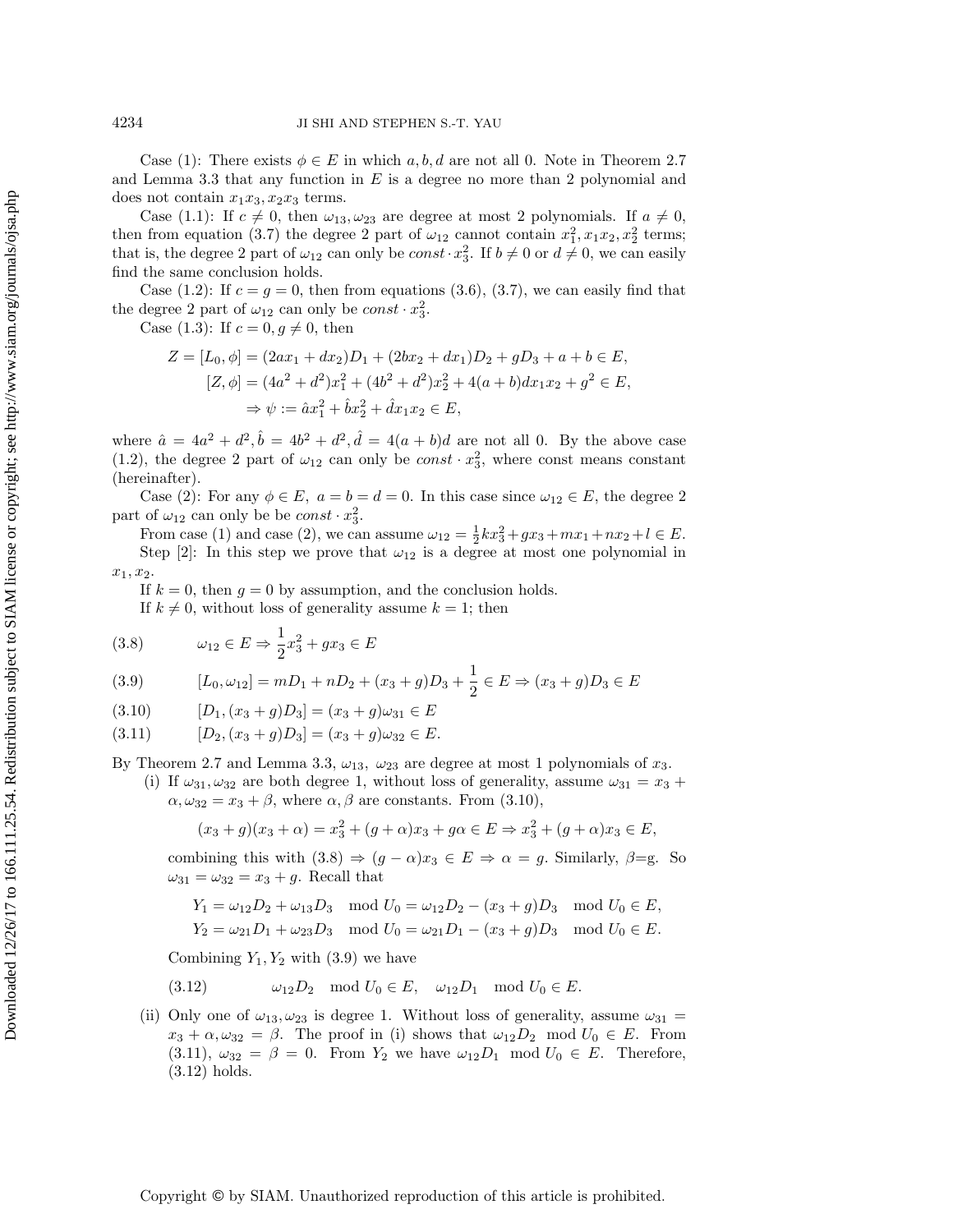Case (1): There exists $\phi \in E$ in which $a, b, d$ are not all 0. Note in Theorem 2.7 and Lemma 3.3 that any function in $E$ is a degree no more than 2 polynomial and does not contain $x_1x_3, x_2x_3$ terms.

Case (1.1): If $c \neq 0$, then $\omega_{13}, \omega_{23}$ are degree at most 2 polynomials. If $a \neq 0$, then from equation (3.7) the degree 2 part of $\omega_{12}$ cannot contain $x_1^2, x_1x_2, x_2^2$ terms; that is, the degree 2 part of $\omega_{12}$ can only be $const \cdot x_3^2$. If $b \neq 0$ or $d \neq 0$, we can easily find the same conclusion holds.

Case (1.2): If $c = g = 0$, then from equations (3.6), (3.7), we can easily find that the degree 2 part of $\omega_{12}$ can only be $const \cdot x_3^2$.

Case (1.3): If $c = 0, g \neq 0$, then

$$
\begin{aligned}
Z = [L_0, \phi] &= (2ax_1 + dx_2)D_1 + (2bx_2 + dx_1)D_2 + gD_3 + a + b \in E, \\
[Z, \phi] &= (4a^2 + d^2)x_1^2 + (4b^2 + d^2)x_2^2 + 4(a+b)dx_1x_2 + g^2 \in E, \\
&\Rightarrow \psi := \hat{a}x_1^2 + \hat{b}x_2^2 + \hat{d}x_1x_2 \in E,
\end{aligned}
$$

where $\hat{a} = 4a^2 + d^2, \hat{b} = 4b^2 + d^2, \hat{d} = 4(a+b)d$ are not all 0. By the above case (1.2), the degree 2 part of $\omega_{12}$ can only be $const \cdot x_3^2$, where const means constant (hereinafter).

Case (2): For any $\phi \in E$, $a = b = d = 0$. In this case since $\omega_{12} \in E$, the degree 2 part of $\omega_{12}$ can only be be $const \cdot x_3^2$.

From case (1) and case (2), we can assume $\omega_{12} = \frac{1}{2}kx_3^2 + gx_3 + mx_1 + nx_2 + l \in E$.

Step [2]: In this step we prove that $\omega_{12}$ is a degree at most one polynomial in $x_1, x_2$.

If $k = 0$, then $g = 0$ by assumption, and the conclusion holds.

If $k \neq 0$, without loss of generality assume $k = 1$; then

$$
\omega_{12} \in E \Rightarrow \frac{1}{2}x_3^2 + gx_3 \in E \tag{3.8}
$$

$$
[L_0, \omega_{12}] = mD_1 + nD_2 + (x_3 + g)D_3 + \frac{1}{2} \in E \Rightarrow (x_3 + g)D_3 \in E \tag{3.9}
$$

$$
[D_1, (x_3 + g)D_3] = (x_3 + g)\omega_{31} \in E \tag{3.10}
$$

$$
[D_2, (x_3 + g)D_3] = (x_3 + g)\omega_{32} \in E. \tag{3.11}
$$

By Theorem 2.7 and Lemma 3.3, $\omega_{13}$, $\omega_{23}$ are degree at most 1 polynomials of $x_3$.

(i) If $\omega_{31}, \omega_{32}$ are both degree 1, without loss of generality, assume $\omega_{31} = x_3 + \alpha, \omega_{32} = x_3 + \beta$, where $\alpha, \beta$ are constants. From (3.10),

$$
(x_3 + g)(x_3 + \alpha) = x_3^2 + (g + \alpha)x_3 + g\alpha \in E \Rightarrow x_3^2 + (g + \alpha)x_3 \in E,
$$

combining this with (3.8) $\Rightarrow (g - \alpha)x_3 \in E \Rightarrow \alpha = g$. Similarly, $\beta$=g. So $\omega_{31} = \omega_{32} = x_3 + g$. Recall that

$$
\begin{aligned}
Y_1 &= \omega_{12}D_2 + \omega_{13}D_3 \mod U_0 = \omega_{12}D_2 - (x_3 + g)D_3 \mod U_0 \in E, \\
Y_2 &= \omega_{21}D_1 + \omega_{23}D_3 \mod U_0 = \omega_{21}D_1 - (x_3 + g)D_3 \mod U_0 \in E.
\end{aligned}
$$

Combining $Y_1, Y_2$ with (3.9) we have

$$
\omega_{12}D_2 \mod U_0 \in E, \quad \omega_{12}D_1 \mod U_0 \in E. \tag{3.12}
$$

(ii) Only one of $\omega_{13}, \omega_{23}$ is degree 1. Without loss of generality, assume $\omega_{31} = x_3 + \alpha, \omega_{32} = \beta$. The proof in (i) shows that $\omega_{12}D_2 \mod U_0 \in E$. From (3.11), $\omega_{32} = \beta = 0$. From $Y_2$ we have $\omega_{12}D_1 \mod U_0 \in E$. Therefore, (3.12) holds.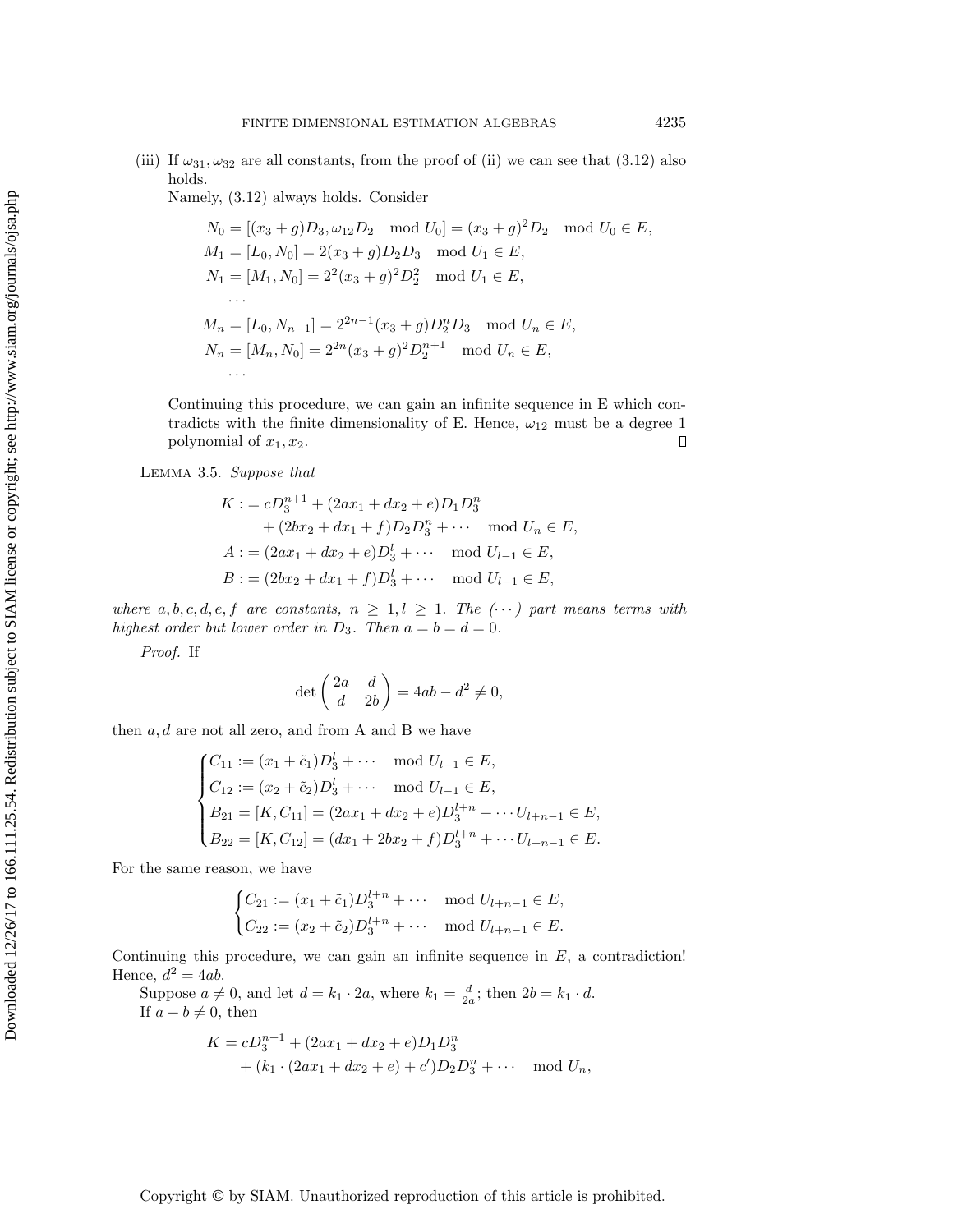(iii) If $\omega_{31}, \omega_{32}$ are all constants, from the proof of (ii) we can see that (3.12) also holds.

Namely, (3.12) always holds. Consider

$$
\begin{aligned}
N_0 &= [(x_3+g)D_3, \omega_{12}D_2 \mod U_0] = (x_3+g)^2 D_2 \mod U_0 \in E,\\
M_1 &= [L_0, N_0] = 2(x_3+g)D_2D_3 \mod U_1 \in E,\\
N_1 &= [M_1, N_0] = 2^2(x_3+g)^2 D_2^2 \mod U_1 \in E,\\
&\cdots\\
M_n &= [L_0, N_{n-1}] = 2^{2n-1}(x_3+g)D_2^n D_3 \mod U_n \in E,\\
N_n &= [M_n, N_0] = 2^{2n}(x_3+g)^2 D_2^{n+1} \mod U_n \in E,\\
&\cdots
\end{aligned}
$$

Continuing this procedure, we can gain an infinite sequence in E which contradicts with the finite dimensionality of E. Hence, $\omega_{12}$ must be a degree 1 polynomial of $x_1, x_2$. $\square$

Lemma 3.5. *Suppose that*

$$
\begin{aligned}
K &:= cD_3^{n+1} + (2ax_1 + dx_2 + e)D_1D_3^n\\
&\quad + (2bx_2 + dx_1 + f)D_2D_3^n + \cdots \mod U_n \in E,\\
A &:= (2ax_1 + dx_2 + e)D_3^l + \cdots \mod U_{l-1} \in E,\\
B &:= (2bx_2 + dx_1 + f)D_3^l + \cdots \mod U_{l-1} \in E,
\end{aligned}
$$

*where $a, b, c, d, e, f$ are constants, $n \geq 1, l \geq 1$. The $(\cdots)$ part means terms with highest order but lower order in $D_3$. Then $a = b = d = 0$.*

*Proof.* If

$$
\det \begin{pmatrix} 2a & d \\ d & 2b \end{pmatrix} = 4ab - d^2 \neq 0,
$$

then $a, d$ are not all zero, and from A and B we have

$$
\begin{cases}
C_{11} := (x_1 + \tilde{c}_1)D_3^l + \cdots \mod U_{l-1} \in E,\\
C_{12} := (x_2 + \tilde{c}_2)D_3^l + \cdots \mod U_{l-1} \in E,\\
B_{21} = [K, C_{11}] = (2ax_1 + dx_2 + e)D_3^{l+n} + \cdots U_{l+n-1} \in E,\\
B_{22} = [K, C_{12}] = (dx_1 + 2bx_2 + f)D_3^{l+n} + \cdots U_{l+n-1} \in E.
\end{cases}
$$

For the same reason, we have

$$
\begin{cases}
C_{21} := (x_1 + \tilde{c}_1)D_3^{l+n} + \cdots \mod U_{l+n-1} \in E,\\
C_{22} := (x_2 + \tilde{c}_2)D_3^{l+n} + \cdots \mod U_{l+n-1} \in E.
\end{cases}
$$

Continuing this procedure, we can gain an infinite sequence in $E$, a contradiction! Hence, $d^2 = 4ab$.

Suppose $a \neq 0$, and let $d = k_1 \cdot 2a$, where $k_1 = \frac{d}{2a}$; then $2b = k_1 \cdot d$.

If $a + b \neq 0$, then

$$
\begin{aligned}
K &= cD_3^{n+1} + (2ax_1 + dx_2 + e)D_1D_3^n\\
&\quad + (k_1 \cdot (2ax_1 + dx_2 + e) + c')D_2D_3^n + \cdots \mod U_n,
\end{aligned}
$$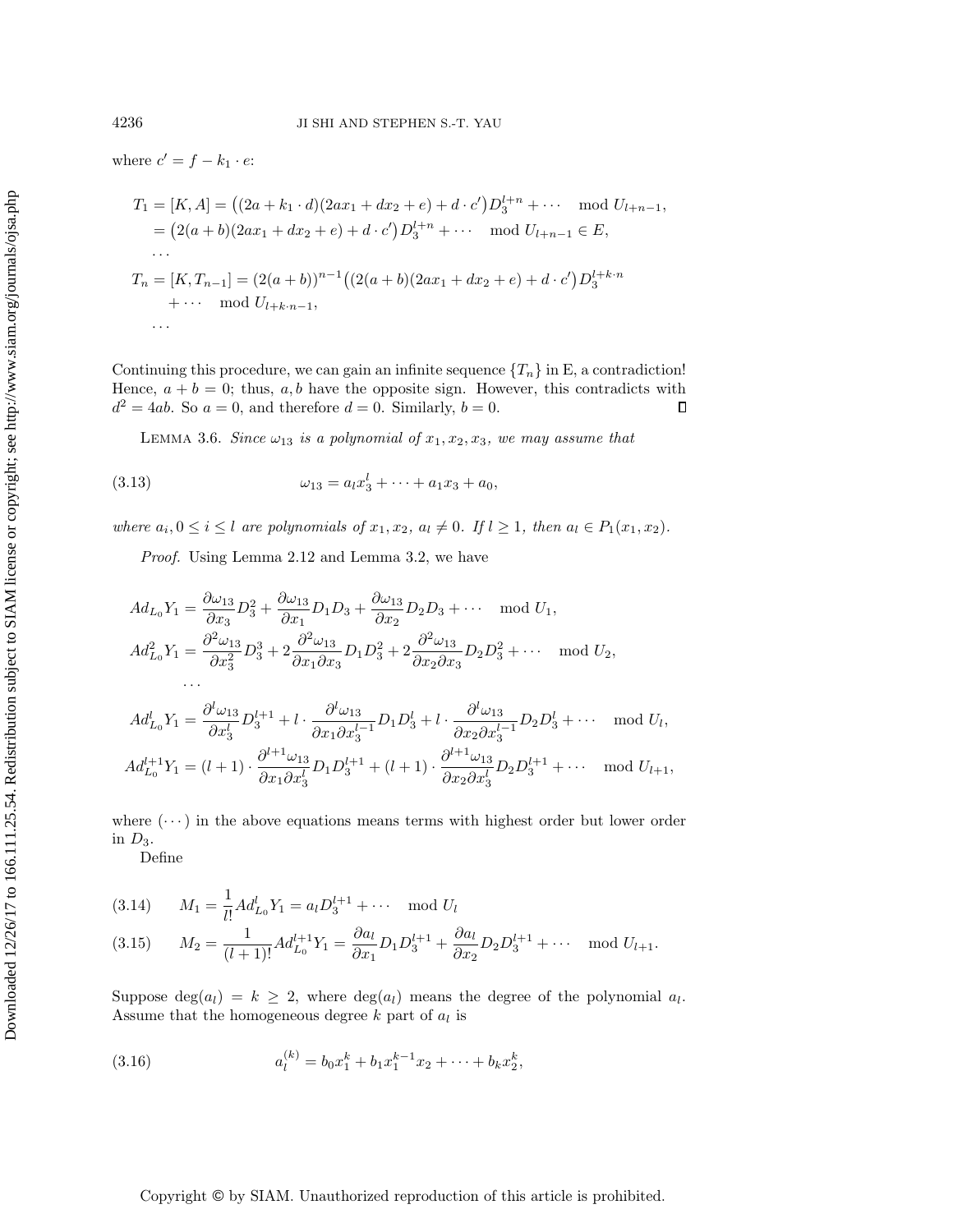where $c' = f - k_1 \cdot e$:

$$
\begin{aligned}
T_1 &= [K, A] = \big((2a + k_1 \cdot d)(2ax_1 + dx_2 + e) + d \cdot c'\big) D_3^{l+n} + \cdots \mod U_{l+n-1}, \\
&= \big(2(a+b)(2ax_1 + dx_2 + e) + d \cdot c'\big) D_3^{l+n} + \cdots \mod U_{l+n-1} \in E, \\
&\cdots \\
T_n &= [K, T_{n-1}] = (2(a+b))^{n-1} \big((2(a+b)(2ax_1 + dx_2 + e) + d \cdot c'\big) D_3^{l+k\cdot n} \\
&\quad + \cdots \mod U_{l+k\cdot n-1}, \\
&\cdots
\end{aligned}
$$

Continuing this procedure, we can gain an infinite sequence $\{T_n\}$ in E, a contradiction! Hence, $a + b = 0$; thus, $a, b$ have the opposite sign. However, this contradicts with $d^2 = 4ab$. So $a = 0$, and therefore $d = 0$. Similarly, $b = 0$. ∎

LEMMA 3.6. *Since $\omega_{13}$ is a polynomial of $x_1, x_2, x_3$, we may assume that*

$$
\omega_{13} = a_l x_3^l + \cdots + a_1 x_3 + a_0, \tag{3.13}
$$

*where $a_i, 0 \le i \le l$ are polynomials of $x_1, x_2$, $a_l \neq 0$. If $l \ge 1$, then $a_l \in P_1(x_1, x_2)$.*

*Proof.* Using Lemma 2.12 and Lemma 3.2, we have

$$
\begin{aligned}
Ad_{L_0} Y_1 &= \frac{\partial \omega_{13}}{\partial x_3} D_3^2 + \frac{\partial \omega_{13}}{\partial x_1} D_1 D_3 + \frac{\partial \omega_{13}}{\partial x_2} D_2 D_3 + \cdots \mod U_1, \\
Ad_{L_0}^2 Y_1 &= \frac{\partial^2 \omega_{13}}{\partial x_3^2} D_3^3 + 2 \frac{\partial^2 \omega_{13}}{\partial x_1 \partial x_3} D_1 D_3^2 + 2 \frac{\partial^2 \omega_{13}}{\partial x_2 \partial x_3} D_2 D_3^2 + \cdots \mod U_2, \\
&\cdots \\
Ad_{L_0}^l Y_1 &= \frac{\partial^l \omega_{13}}{\partial x_3^l} D_3^{l+1} + l \cdot \frac{\partial^l \omega_{13}}{\partial x_1 \partial x_3^{l-1}} D_1 D_3^l + l \cdot \frac{\partial^l \omega_{13}}{\partial x_2 \partial x_3^{l-1}} D_2 D_3^l + \cdots \mod U_l, \\
Ad_{L_0}^{l+1} Y_1 &= (l+1) \cdot \frac{\partial^{l+1} \omega_{13}}{\partial x_1 \partial x_3^l} D_1 D_3^{l+1} + (l+1) \cdot \frac{\partial^{l+1} \omega_{13}}{\partial x_2 \partial x_3^l} D_2 D_3^{l+1} + \cdots \mod U_{l+1},
\end{aligned}
$$

where $(\cdots)$ in the above equations means terms with highest order but lower order in $D_3$.

Define

$$
M_1 = \frac{1}{l!} Ad_{L_0}^l Y_1 = a_l D_3^{l+1} + \cdots \mod U_l \tag{3.14}
$$

$$
M_2 = \frac{1}{(l+1)!} Ad_{L_0}^{l+1} Y_1 = \frac{\partial a_l}{\partial x_1} D_1 D_3^{l+1} + \frac{\partial a_l}{\partial x_2} D_2 D_3^{l+1} + \cdots \mod U_{l+1}. \tag{3.15}
$$

Suppose $\deg(a_l) = k \ge 2$, where $\deg(a_l)$ means the degree of the polynomial $a_l$. Assume that the homogeneous degree $k$ part of $a_l$ is

$$
a_l^{(k)} = b_0 x_1^k + b_1 x_1^{k-1} x_2 + \cdots + b_k x_2^k, \tag{3.16}
$$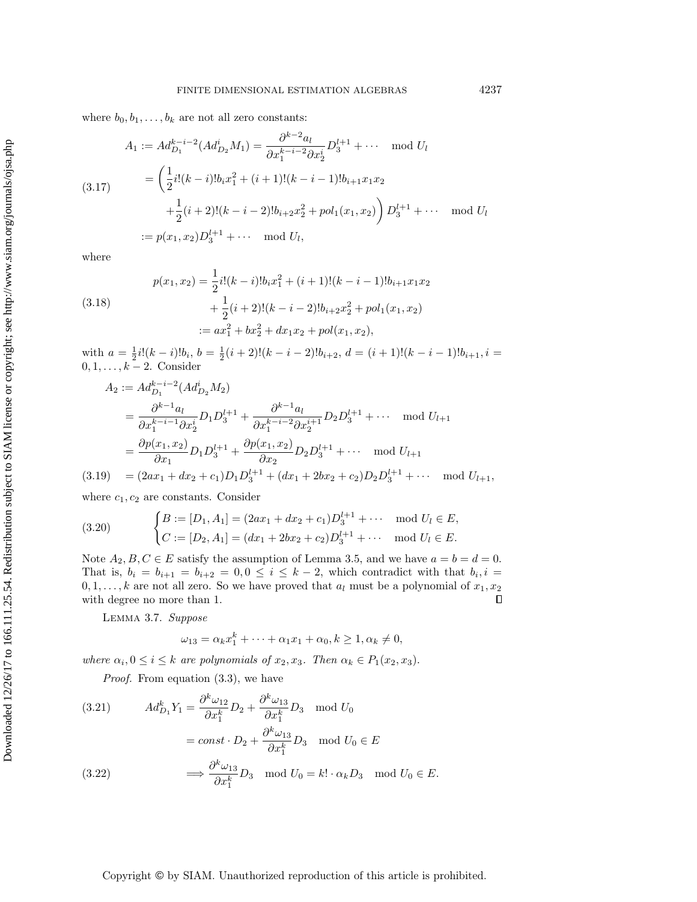where $b_0, b_1, \ldots, b_k$ are not all zero constants:

$$
\begin{aligned}
A_1 &:= Ad_{D_1}^{k-i-2}(Ad_{D_2}^{i} M_1) = \frac{\partial^{k-2} a_l}{\partial x_1^{k-i-2} \partial x_2^{i}} D_3^{l+1} + \cdots \mod U_l \\
&= \bigg( \frac{1}{2} i!(k-i)! b_i x_1^2 + (i+1)!(k-i-1)! b_{i+1} x_1 x_2 \\
&\qquad + \frac{1}{2}(i+2)!(k-i-2)! b_{i+2} x_2^2 + pol_1(x_1, x_2) \bigg) D_3^{l+1} + \cdots \mod U_l \\
&:= p(x_1, x_2) D_3^{l+1} + \cdots \mod U_l,
\end{aligned} \tag{3.17}
$$

where

$$
\begin{aligned}
p(x_1, x_2) &= \frac{1}{2} i!(k-i)! b_i x_1^2 + (i+1)!(k-i-1)! b_{i+1} x_1 x_2 \\
&\qquad + \frac{1}{2}(i+2)!(k-i-2)! b_{i+2} x_2^2 + pol_1(x_1, x_2) \\
&:= a x_1^2 + b x_2^2 + d x_1 x_2 + pol(x_1, x_2),
\end{aligned} \tag{3.18}
$$

with $a = \frac{1}{2} i!(k-i)! b_i$, $b = \frac{1}{2}(i+2)!(k-i-2)! b_{i+2}$, $d = (i+1)!(k-i-1)! b_{i+1}$, $i = 0, 1, \ldots, k-2$. Consider

$$
\begin{aligned}
A_2 &:= Ad_{D_1}^{k-i-2}(Ad_{D_2}^{i} M_2) \\
&= \frac{\partial^{k-1} a_l}{\partial x_1^{k-i-1} \partial x_2^{i}} D_1 D_3^{l+1} + \frac{\partial^{k-1} a_l}{\partial x_1^{k-i-2} \partial x_2^{i+1}} D_2 D_3^{l+1} + \cdots \mod U_{l+1} \\
&= \frac{\partial p(x_1, x_2)}{\partial x_1} D_1 D_3^{l+1} + \frac{\partial p(x_1, x_2)}{\partial x_2} D_2 D_3^{l+1} + \cdots \mod U_{l+1} \\
&= (2a x_1 + d x_2 + c_1) D_1 D_3^{l+1} + (d x_1 + 2b x_2 + c_2) D_2 D_3^{l+1} + \cdots \mod U_{l+1},
\end{aligned} \tag{3.19}
$$

where $c_1, c_2$ are constants. Consider

$$
\begin{cases}
B := [D_1, A_1] = (2a x_1 + d x_2 + c_1) D_3^{l+1} + \cdots \mod U_l \in E, \\
C := [D_2, A_1] = (d x_1 + 2b x_2 + c_2) D_3^{l+1} + \cdots \mod U_l \in E.
\end{cases} \tag{3.20}
$$

Note $A_2, B, C \in E$ satisfy the assumption of Lemma 3.5, and we have $a = b = d = 0$. That is, $b_i = b_{i+1} = b_{i+2} = 0, 0 \le i \le k-2$, which contradict with that $b_i, i = 0, 1, \ldots, k$ are not all zero. So we have proved that $a_l$ must be a polynomial of $x_1, x_2$ with degree no more than 1. □

Lemma 3.7. *Suppose*

$$
\omega_{13} = \alpha_k x_1^k + \cdots + \alpha_1 x_1 + \alpha_0, k \ge 1, \alpha_k \ne 0,
$$

*where $\alpha_i, 0 \le i \le k$ are polynomials of $x_2, x_3$. Then $\alpha_k \in P_1(x_2, x_3)$.*

*Proof.* From equation (3.3), we have

$$
\begin{aligned}
Ad_{D_1}^k Y_1 &= \frac{\partial^k \omega_{12}}{\partial x_1^k} D_2 + \frac{\partial^k \omega_{13}}{\partial x_1^k} D_3 \mod U_0 \qquad (3.21)\\
&= const \cdot D_2 + \frac{\partial^k \omega_{13}}{\partial x_1^k} D_3 \mod U_0 \in E \\
&\Longrightarrow \frac{\partial^k \omega_{13}}{\partial x_1^k} D_3 \mod U_0 = k! \cdot \alpha_k D_3 \mod U_0 \in E. \qquad (3.22)
\end{aligned}
$$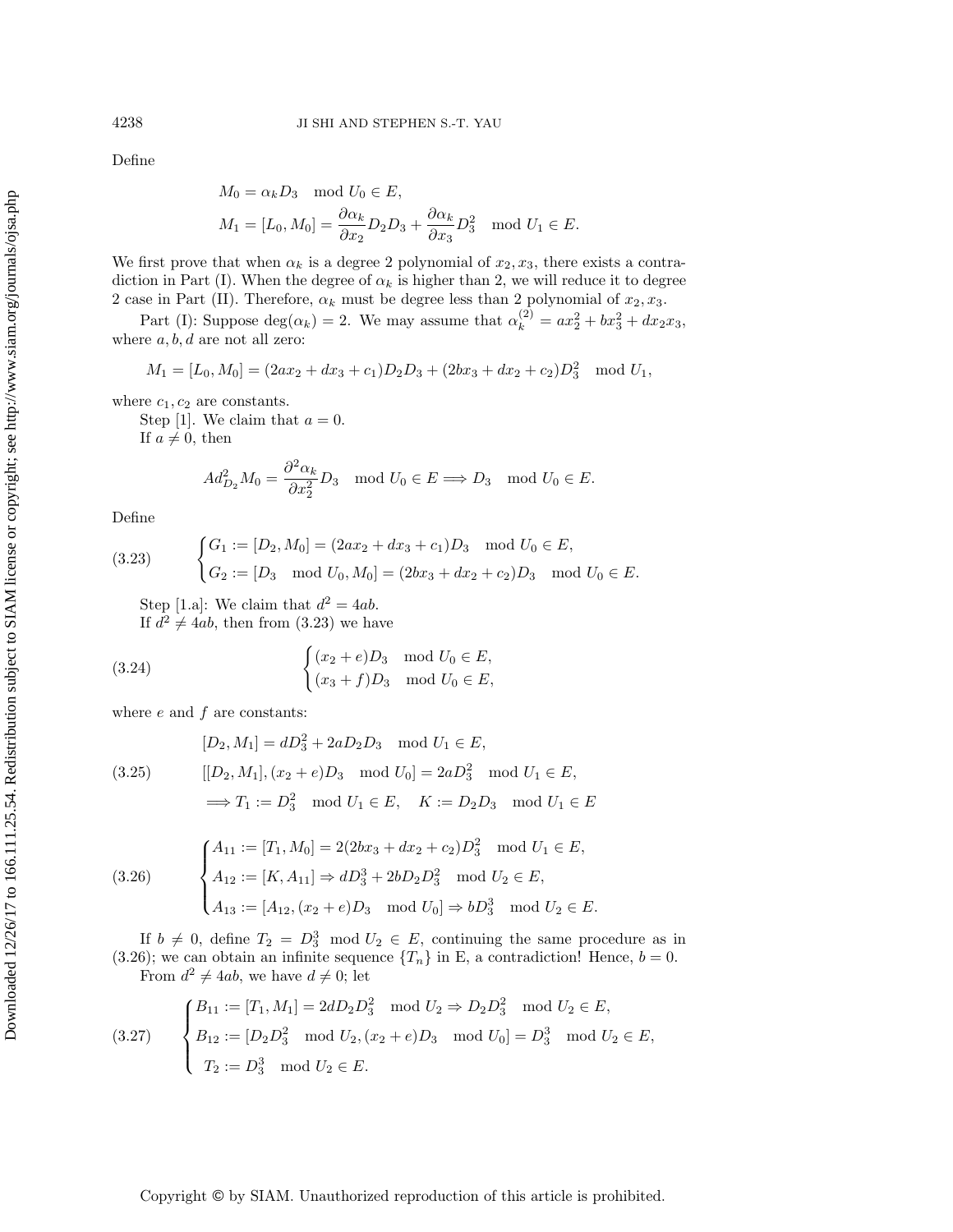Define

$$M_0 = \alpha_k D_3 \mod U_0 \in E,$$
$$M_1 = [L_0, M_0] = \frac{\partial \alpha_k}{\partial x_2} D_2 D_3 + \frac{\partial \alpha_k}{\partial x_3} D_3^2 \mod U_1 \in E.$$

We first prove that when $\alpha_k$ is a degree 2 polynomial of $x_2, x_3$, there exists a contradiction in Part (I). When the degree of $\alpha_k$ is higher than 2, we will reduce it to degree 2 case in Part (II). Therefore, $\alpha_k$ must be degree less than 2 polynomial of $x_2, x_3$.

Part (I): Suppose $\deg(\alpha_k) = 2$. We may assume that $\alpha_k^{(2)} = ax_2^2 + bx_3^2 + dx_2x_3$, where $a, b, d$ are not all zero:

$$M_1 = [L_0, M_0] = (2ax_2 + dx_3 + c_1)D_2D_3 + (2bx_3 + dx_2 + c_2)D_3^2 \mod U_1,$$

where $c_1, c_2$ are constants.

Step [1]. We claim that $a = 0$.

If $a \neq 0$, then

$$Ad_{D_2}^2 M_0 = \frac{\partial^2 \alpha_k}{\partial x_2^2} D_3 \mod U_0 \in E \Longrightarrow D_3 \mod U_0 \in E.$$

Define

$$\begin{cases} G_1 := [D_2, M_0] = (2ax_2 + dx_3 + c_1)D_3 \mod U_0 \in E, \\ G_2 := [D_3 \mod U_0, M_0] = (2bx_3 + dx_2 + c_2)D_3 \mod U_0 \in E. \end{cases} \tag{3.23}$$

Step [1.a]: We claim that $d^2 = 4ab$.

If $d^2 \neq 4ab$, then from (3.23) we have

$$\begin{cases} (x_2 + e)D_3 \mod U_0 \in E, \\ (x_3 + f)D_3 \mod U_0 \in E, \end{cases} \tag{3.24}$$

where $e$ and $f$ are constants:

$$\begin{aligned} &[D_2, M_1] = dD_3^2 + 2aD_2D_3 \mod U_1 \in E, \\ &[[D_2, M_1], (x_2 + e)D_3 \mod U_0] = 2aD_3^2 \mod U_1 \in E, \\ &\Longrightarrow T_1 := D_3^2 \mod U_1 \in E, \quad K := D_2D_3 \mod U_1 \in E \end{aligned} \tag{3.25}$$

$$\begin{cases} A_{11} := [T_1, M_0] = 2(2bx_3 + dx_2 + c_2)D_3^2 \mod U_1 \in E, \\ A_{12} := [K, A_{11}] \Rightarrow dD_3^3 + 2bD_2D_3^2 \mod U_2 \in E, \\ A_{13} := [A_{12}, (x_2 + e)D_3 \mod U_0] \Rightarrow bD_3^3 \mod U_2 \in E. \end{cases} \tag{3.26}$$

If $b \neq 0$, define $T_2 = D_3^3 \mod U_2 \in E$, continuing the same procedure as in (3.26); we can obtain an infinite sequence $\{T_n\}$ in E, a contradiction! Hence, $b = 0$.

From $d^2 \neq 4ab$, we have $d \neq 0$; let

$$\begin{cases} B_{11} := [T_1, M_1] = 2dD_2D_3^2 \mod U_2 \Rightarrow D_2D_3^2 \mod U_2 \in E, \\ B_{12} := [D_2D_3^2 \mod U_2, (x_2 + e)D_3 \mod U_0] = D_3^3 \mod U_2 \in E, \\ T_2 := D_3^3 \mod U_2 \in E. \end{cases} \tag{3.27}$$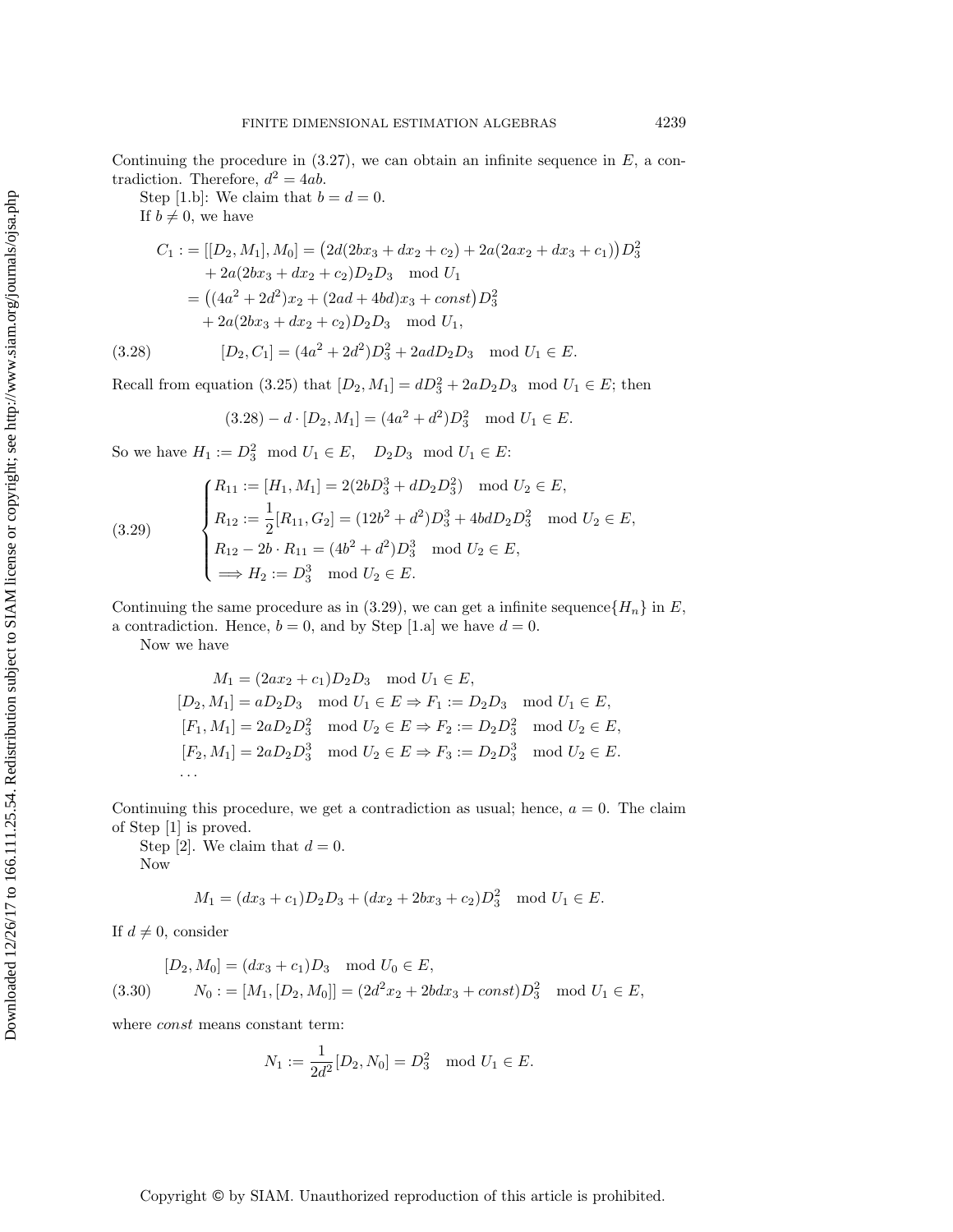Continuing the procedure in (3.27), we can obtain an infinite sequence in $E$, a contradiction. Therefore, $d^2 = 4ab$.

Step [1.b]: We claim that $b = d = 0$.

If $b \neq 0$, we have

$$
\begin{aligned}
C_1 := [[D_2, M_1], M_0] &= \big(2d(2bx_3 + dx_2 + c_2) + 2a(2ax_2 + dx_3 + c_1)\big)D_3^2 \\
&\quad + 2a(2bx_3 + dx_2 + c_2)D_2D_3 \mod U_1 \\
&= \big((4a^2 + 2d^2)x_2 + (2ad + 4bd)x_3 + const\big)D_3^2 \\
&\quad + 2a(2bx_3 + dx_2 + c_2)D_2D_3 \mod U_1,
\end{aligned}
$$

$$
[D_2, C_1] = (4a^2 + 2d^2)D_3^2 + 2adD_2D_3 \mod U_1 \in E. \tag{3.28}
$$

Recall from equation (3.25) that $[D_2, M_1] = dD_3^2 + 2aD_2D_3 \mod U_1 \in E$; then

$$
(3.28) - d \cdot [D_2, M_1] = (4a^2 + d^2)D_3^2 \mod U_1 \in E.
$$

So we have $H_1 := D_3^2 \mod U_1 \in E, \quad D_2D_3 \mod U_1 \in E$:

$$
\begin{cases}
R_{11} := [H_1, M_1] = 2(2bD_3^3 + dD_2D_3^2) \mod U_2 \in E, \\
R_{12} := \dfrac{1}{2}[R_{11}, G_2] = (12b^2 + d^2)D_3^3 + 4bdD_2D_3^2 \mod U_2 \in E, \\
R_{12} - 2b \cdot R_{11} = (4b^2 + d^2)D_3^3 \mod U_2 \in E, \\
\Longrightarrow H_2 := D_3^3 \mod U_2 \in E.
\end{cases} \tag{3.29}
$$

Continuing the same procedure as in (3.29), we can get a infinite sequence$\{H_n\}$ in $E$, a contradiction. Hence, $b = 0$, and by Step [1.a] we have $d = 0$.

Now we have

$$
\begin{aligned}
M_1 &= (2ax_2 + c_1)D_2D_3 \mod U_1 \in E, \\
[D_2, M_1] &= aD_2D_3 \mod U_1 \in E \Rightarrow F_1 := D_2D_3 \mod U_1 \in E, \\
[F_1, M_1] &= 2aD_2D_3^2 \mod U_2 \in E \Rightarrow F_2 := D_2D_3^2 \mod U_2 \in E, \\
[F_2, M_1] &= 2aD_2D_3^3 \mod U_2 \in E \Rightarrow F_3 := D_2D_3^3 \mod U_2 \in E. \\
&\cdots
\end{aligned}
$$

Continuing this procedure, we get a contradiction as usual; hence, $a = 0$. The claim of Step [1] is proved.

Step [2]. We claim that $d = 0$.

Now

$$
M_1 = (dx_3 + c_1)D_2D_3 + (dx_2 + 2bx_3 + c_2)D_3^2 \mod U_1 \in E.
$$

If $d \neq 0$, consider

$$
[D_2, M_0] = (dx_3 + c_1)D_3 \mod U_0 \in E,
$$

$$
N_0 := [M_1, [D_2, M_0]] = (2d^2x_2 + 2bdx_3 + const)D_3^2 \mod U_1 \in E, \tag{3.30}
$$

where *const* means constant term:

$$
N_1 := \frac{1}{2d^2}[D_2, N_0] = D_3^2 \mod U_1 \in E.
$$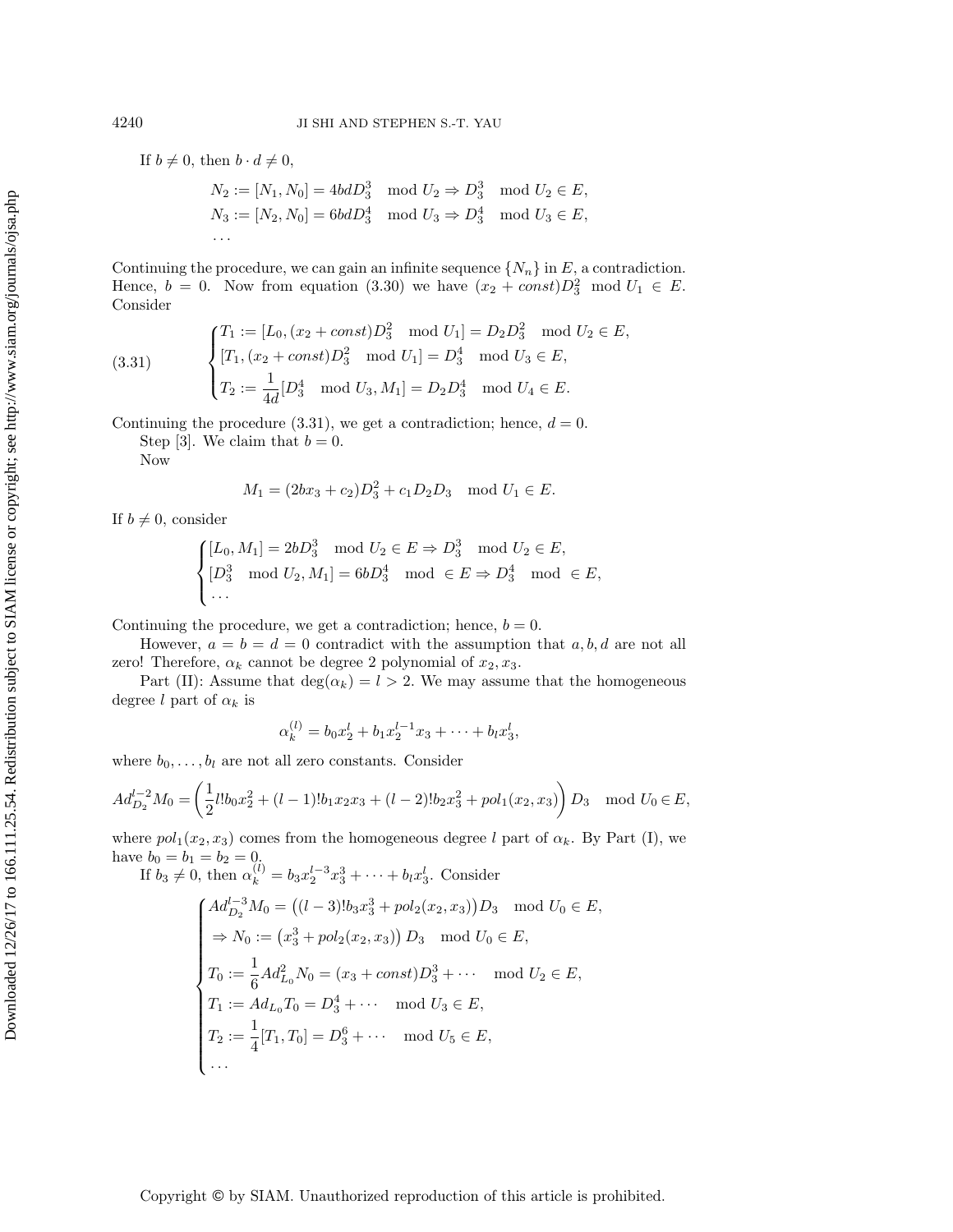If $b \neq 0$, then $b \cdot d \neq 0$,

$$
\begin{aligned}
&N_2 := [N_1, N_0] = 4bdD_3^3 \mod U_2 \Rightarrow D_3^3 \mod U_2 \in E,\\
&N_3 := [N_2, N_0] = 6bdD_3^4 \mod U_3 \Rightarrow D_3^4 \mod U_3 \in E,\\
&\cdots
\end{aligned}
$$

Continuing the procedure, we can gain an infinite sequence $\{N_n\}$ in $E$, a contradiction. Hence, $b = 0$. Now from equation (3.30) we have $(x_2 + const)D_3^2 \mod U_1 \in E$. Consider

$$
(3.31) \qquad \begin{cases}
T_1 := [L_0, (x_2 + const)D_3^2 \mod U_1] = D_2D_3^2 \mod U_2 \in E,\\
[T_1, (x_2 + const)D_3^2 \mod U_1] = D_3^4 \mod U_3 \in E,\\
T_2 := \dfrac{1}{4d}[D_3^4 \mod U_3, M_1] = D_2D_3^4 \mod U_4 \in E.
\end{cases}
$$

Continuing the procedure (3.31), we get a contradiction; hence, $d = 0$.

Step [3]. We claim that $b = 0$.

Now

$$
M_1 = (2bx_3 + c_2)D_3^2 + c_1D_2D_3 \mod U_1 \in E.
$$

If $b \neq 0$, consider

$$
\begin{cases}
[L_0, M_1] = 2bD_3^3 \mod U_2 \in E \Rightarrow D_3^3 \mod U_2 \in E,\\
[D_3^3 \mod U_2, M_1] = 6bD_3^4 \mod \in E \Rightarrow D_3^4 \mod \in E,\\
\cdots
\end{cases}
$$

Continuing the procedure, we get a contradiction; hence, $b = 0$.

However, $a = b = d = 0$ contradict with the assumption that $a, b, d$ are not all zero! Therefore, $\alpha_k$ cannot be degree 2 polynomial of $x_2, x_3$.

Part (II): Assume that $\deg(\alpha_k) = l > 2$. We may assume that the homogeneous degree $l$ part of $\alpha_k$ is

$$
\alpha_k^{(l)} = b_0x_2^l + b_1x_2^{l-1}x_3 + \cdots + b_lx_3^l,
$$

where $b_0, \ldots, b_l$ are not all zero constants. Consider

$$
Ad_{D_2}^{l-2}M_0 = \left(\frac{1}{2}l!b_0x_2^2 + (l-1)!b_1x_2x_3 + (l-2)!b_2x_3^2 + pol_1(x_2, x_3)\right)D_3 \mod U_0 \in E,
$$

where $pol_1(x_2, x_3)$ comes from the homogeneous degree $l$ part of $\alpha_k$. By Part (I), we have $b_0 = b_1 = b_2 = 0$.

If $b_3 \neq 0$, then $\alpha_k^{(l)} = b_3x_2^{l-3}x_3^3 + \cdots + b_lx_3^l$. Consider

$$
\begin{cases}
Ad_{D_2}^{l-3}M_0 = \big((l-3)!b_3x_3^3 + pol_2(x_2, x_3)\big)D_3 \mod U_0 \in E,\\
\Rightarrow N_0 := \big(x_3^3 + pol_2(x_2, x_3)\big)D_3 \mod U_0 \in E,\\
T_0 := \dfrac{1}{6}Ad_{L_0}^2N_0 = (x_3 + const)D_3^3 + \cdots \mod U_2 \in E,\\
T_1 := Ad_{L_0}T_0 = D_3^4 + \cdots \mod U_3 \in E,\\
T_2 := \dfrac{1}{4}[T_1, T_0] = D_3^6 + \cdots \mod U_5 \in E,\\
\cdots
\end{cases}
$$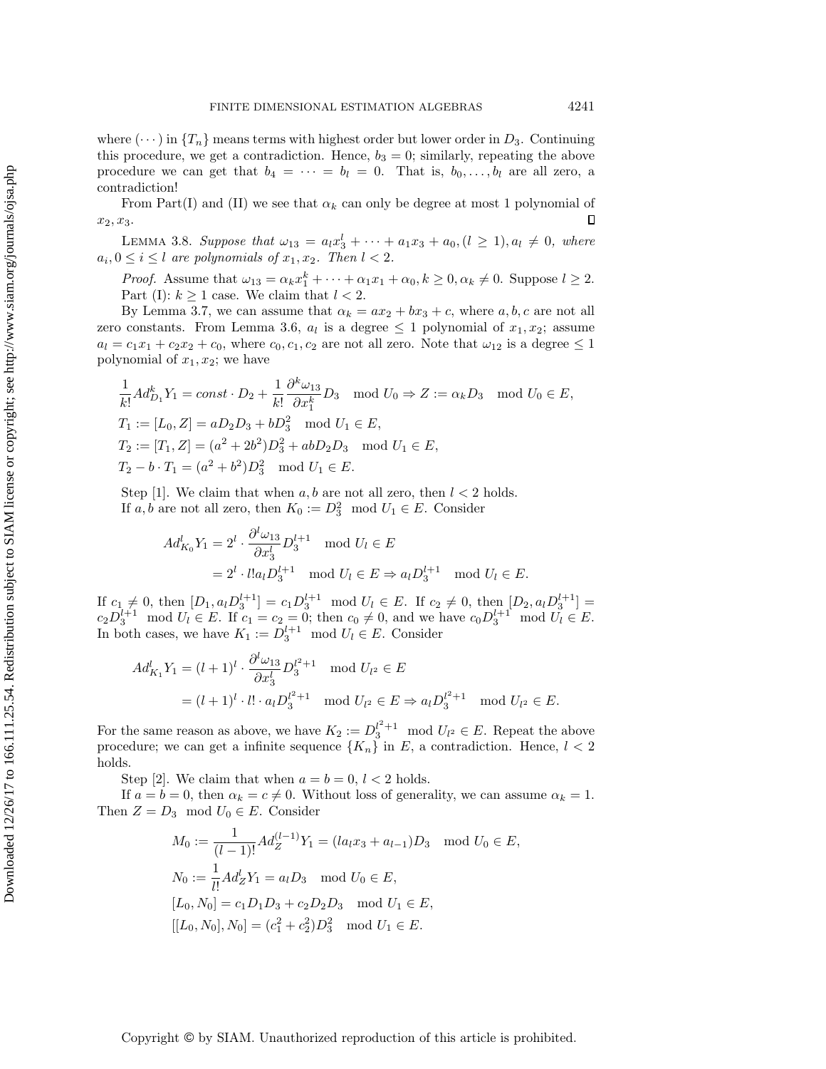where $(\cdots)$ in $\{T_n\}$ means terms with highest order but lower order in $D_3$. Continuing this procedure, we get a contradiction. Hence, $b_3 = 0$; similarly, repeating the above procedure we can get that $b_4 = \cdots = b_l = 0$. That is, $b_0, \ldots, b_l$ are all zero, a contradiction!

From Part(I) and (II) we see that $\alpha_k$ can only be degree at most 1 polynomial of $x_2, x_3$. $\square$

LEMMA 3.8. *Suppose that $\omega_{13} = a_l x_3^l + \cdots + a_1 x_3 + a_0, (l \geq 1), a_l \neq 0$, where $a_i, 0 \leq i \leq l$ are polynomials of $x_1, x_2$. Then $l < 2$.*

*Proof.* Assume that $\omega_{13} = \alpha_k x_1^k + \cdots + \alpha_1 x_1 + \alpha_0, k \geq 0, \alpha_k \neq 0$. Suppose $l \geq 2$.

Part (I): $k \geq 1$ case. We claim that $l < 2$.

By Lemma 3.7, we can assume that $\alpha_k = ax_2 + bx_3 + c$, where $a, b, c$ are not all zero constants. From Lemma 3.6, $a_l$ is a degree $\leq 1$ polynomial of $x_1, x_2$; assume $a_l = c_1 x_1 + c_2 x_2 + c_0$, where $c_0, c_1, c_2$ are not all zero. Note that $\omega_{12}$ is a degree $\leq 1$ polynomial of $x_1, x_2$; we have

$$
\begin{aligned}
&\frac{1}{k!} Ad_{D_1}^k Y_1 = const \cdot D_2 + \frac{1}{k!} \frac{\partial^k \omega_{13}}{\partial x_1^k} D_3 \mod U_0 \Rightarrow Z := \alpha_k D_3 \mod U_0 \in E, \\
&T_1 := [L_0, Z] = aD_2 D_3 + bD_3^2 \mod U_1 \in E, \\
&T_2 := [T_1, Z] = (a^2 + 2b^2) D_3^2 + ab D_2 D_3 \mod U_1 \in E, \\
&T_2 - b \cdot T_1 = (a^2 + b^2) D_3^2 \mod U_1 \in E.
\end{aligned}
$$

Step [1]. We claim that when $a, b$ are not all zero, then $l < 2$ holds.

If $a, b$ are not all zero, then $K_0 := D_3^2 \mod U_1 \in E$. Consider

$$
\begin{aligned}
Ad_{K_0}^l Y_1 &= 2^l \cdot \frac{\partial^l \omega_{13}}{\partial x_3^l} D_3^{l+1} \mod U_l \in E \\
&= 2^l \cdot l! a_l D_3^{l+1} \mod U_l \in E \Rightarrow a_l D_3^{l+1} \mod U_l \in E.
\end{aligned}
$$

If $c_1 \neq 0$, then $[D_1, a_l D_3^{l+1}] = c_1 D_3^{l+1} \mod U_l \in E$. If $c_2 \neq 0$, then $[D_2, a_l D_3^{l+1}] = c_2 D_3^{l+1} \mod U_l \in E$. If $c_1 = c_2 = 0$; then $c_0 \neq 0$, and we have $c_0 D_3^{l+1} \mod U_l \in E$. In both cases, we have $K_1 := D_3^{l+1} \mod U_l \in E$. Consider

$$
\begin{aligned}
Ad_{K_1}^l Y_1 &= (l+1)^l \cdot \frac{\partial^l \omega_{13}}{\partial x_3^l} D_3^{l^2+1} \mod U_{l^2} \in E \\
&= (l+1)^l \cdot l! \cdot a_l D_3^{l^2+1} \mod U_{l^2} \in E \Rightarrow a_l D_3^{l^2+1} \mod U_{l^2} \in E.
\end{aligned}
$$

For the same reason as above, we have $K_2 := D_3^{l^2+1} \mod U_{l^2} \in E$. Repeat the above procedure; we can get a infinite sequence $\{K_n\}$ in $E$, a contradiction. Hence, $l < 2$ holds.

Step [2]. We claim that when $a = b = 0$, $l < 2$ holds.

If $a = b = 0$, then $\alpha_k = c \neq 0$. Without loss of generality, we can assume $\alpha_k = 1$. Then $Z = D_3 \mod U_0 \in E$. Consider

$$
\begin{aligned}
M_0 &:= \frac{1}{(l-1)!} Ad_Z^{(l-1)} Y_1 = (l a_l x_3 + a_{l-1}) D_3 \mod U_0 \in E, \\
N_0 &:= \frac{1}{l!} Ad_Z^l Y_1 = a_l D_3 \mod U_0 \in E, \\
[L_0, N_0] &= c_1 D_1 D_3 + c_2 D_2 D_3 \mod U_1 \in E, \\
[[L_0, N_0], N_0] &= (c_1^2 + c_2^2) D_3^2 \mod U_1 \in E.
\end{aligned}
$$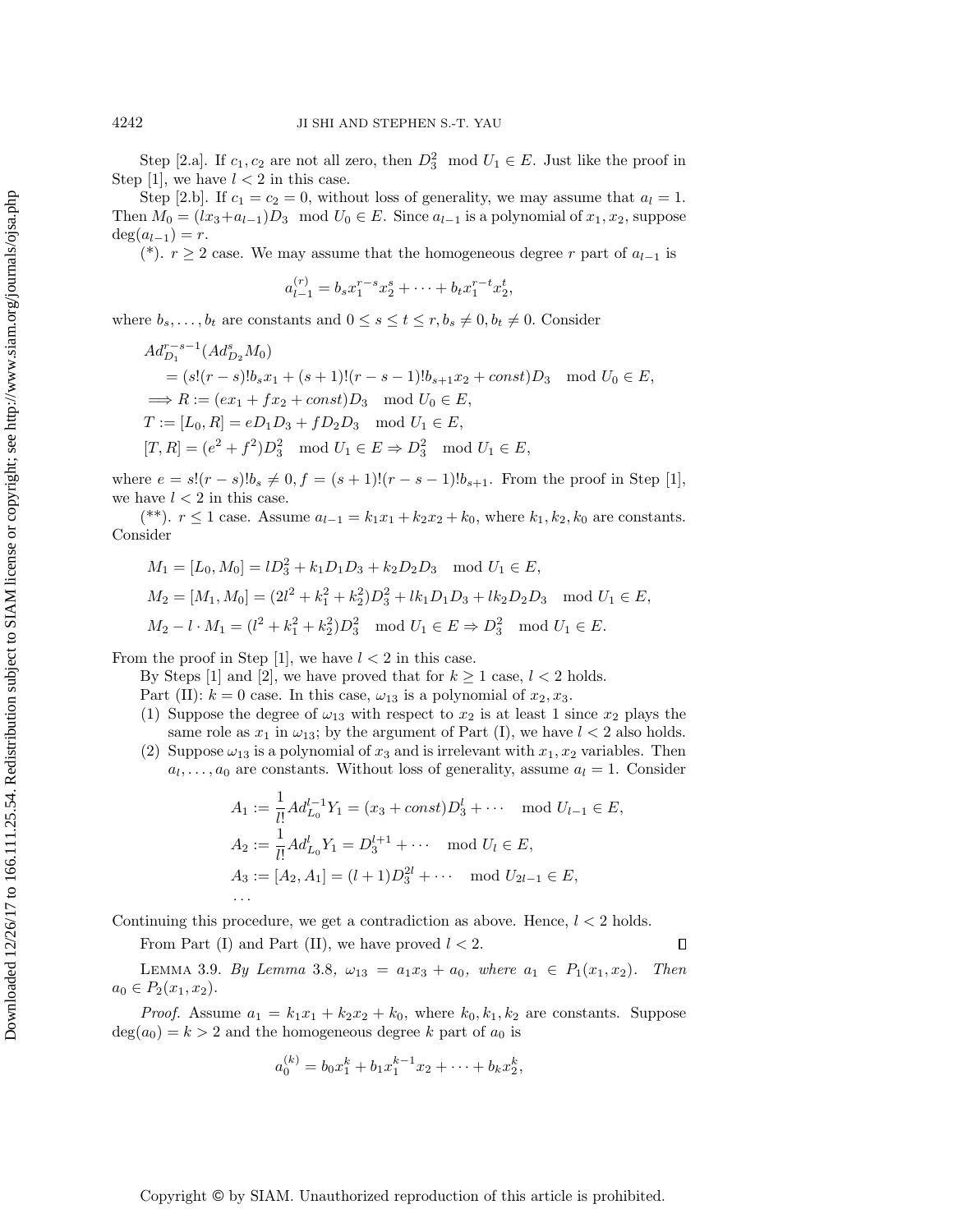Step [2.a]. If $c_1, c_2$ are not all zero, then $D_3^2 \mod U_1 \in E$. Just like the proof in Step [1], we have $l < 2$ in this case.

Step [2.b]. If $c_1 = c_2 = 0$, without loss of generality, we may assume that $a_l = 1$. Then $M_0 = (lx_3 + a_{l-1})D_3 \mod U_0 \in E$. Since $a_{l-1}$ is a polynomial of $x_1, x_2$, suppose $\deg(a_{l-1}) = r$.

(*). $r \geq 2$ case. We may assume that the homogeneous degree $r$ part of $a_{l-1}$ is

$$a_{l-1}^{(r)} = b_s x_1^{r-s} x_2^s + \cdots + b_t x_1^{r-t} x_2^t,$$

where $b_s, \ldots, b_t$ are constants and $0 \leq s \leq t \leq r, b_s \neq 0, b_t \neq 0$. Consider

$$\begin{aligned}
&Ad_{D_1}^{r-s-1}(Ad_{D_2}^s M_0) \\
&\quad = (s!(r-s)!b_s x_1 + (s+1)!(r-s-1)!b_{s+1}x_2 + const)D_3 \mod U_0 \in E, \\
&\Longrightarrow R := (ex_1 + fx_2 + const)D_3 \mod U_0 \in E, \\
&T := [L_0, R] = eD_1D_3 + fD_2D_3 \mod U_1 \in E, \\
&[T, R] = (e^2 + f^2)D_3^2 \mod U_1 \in E \Rightarrow D_3^2 \mod U_1 \in E,
\end{aligned}$$

where $e = s!(r-s)!b_s \neq 0, f = (s+1)!(r-s-1)!b_{s+1}$. From the proof in Step [1], we have $l < 2$ in this case.

(**). $r \leq 1$ case. Assume $a_{l-1} = k_1x_1 + k_2x_2 + k_0$, where $k_1, k_2, k_0$ are constants. Consider

$$\begin{aligned}
&M_1 = [L_0, M_0] = lD_3^2 + k_1D_1D_3 + k_2D_2D_3 \mod U_1 \in E, \\
&M_2 = [M_1, M_0] = (2l^2 + k_1^2 + k_2^2)D_3^2 + lk_1D_1D_3 + lk_2D_2D_3 \mod U_1 \in E, \\
&M_2 - l \cdot M_1 = (l^2 + k_1^2 + k_2^2)D_3^2 \mod U_1 \in E \Rightarrow D_3^2 \mod U_1 \in E.
\end{aligned}$$

From the proof in Step [1], we have $l < 2$ in this case.

By Steps [1] and [2], we have proved that for $k \geq 1$ case, $l < 2$ holds.

Part (II): $k = 0$ case. In this case, $\omega_{13}$ is a polynomial of $x_2, x_3$.

(1) Suppose the degree of $\omega_{13}$ with respect to $x_2$ is at least 1 since $x_2$ plays the same role as $x_1$ in $\omega_{13}$; by the argument of Part (I), we have $l < 2$ also holds.

(2) Suppose $\omega_{13}$ is a polynomial of $x_3$ and is irrelevant with $x_1, x_2$ variables. Then $a_l, \ldots, a_0$ are constants. Without loss of generality, assume $a_l = 1$. Consider

$$\begin{aligned}
&A_1 := \frac{1}{l!}Ad_{L_0}^{l-1}Y_1 = (x_3 + const)D_3^l + \cdots \mod U_{l-1} \in E, \\
&A_2 := \frac{1}{l!}Ad_{L_0}^{l}Y_1 = D_3^{l+1} + \cdots \mod U_l \in E, \\
&A_3 := [A_2, A_1] = (l+1)D_3^{2l} + \cdots \mod U_{2l-1} \in E, \\
&\cdots
\end{aligned}$$

Continuing this procedure, we get a contradiction as above. Hence, $l < 2$ holds.

From Part (I) and Part (II), we have proved $l < 2$. $\square$

LEMMA 3.9. *By Lemma* 3.8, $\omega_{13} = a_1x_3 + a_0$, *where* $a_1 \in P_1(x_1, x_2)$. *Then* $a_0 \in P_2(x_1, x_2)$.

*Proof.* Assume $a_1 = k_1x_1 + k_2x_2 + k_0$, where $k_0, k_1, k_2$ are constants. Suppose $\deg(a_0) = k > 2$ and the homogeneous degree $k$ part of $a_0$ is

$$a_0^{(k)} = b_0x_1^k + b_1x_1^{k-1}x_2 + \cdots + b_kx_2^k,$$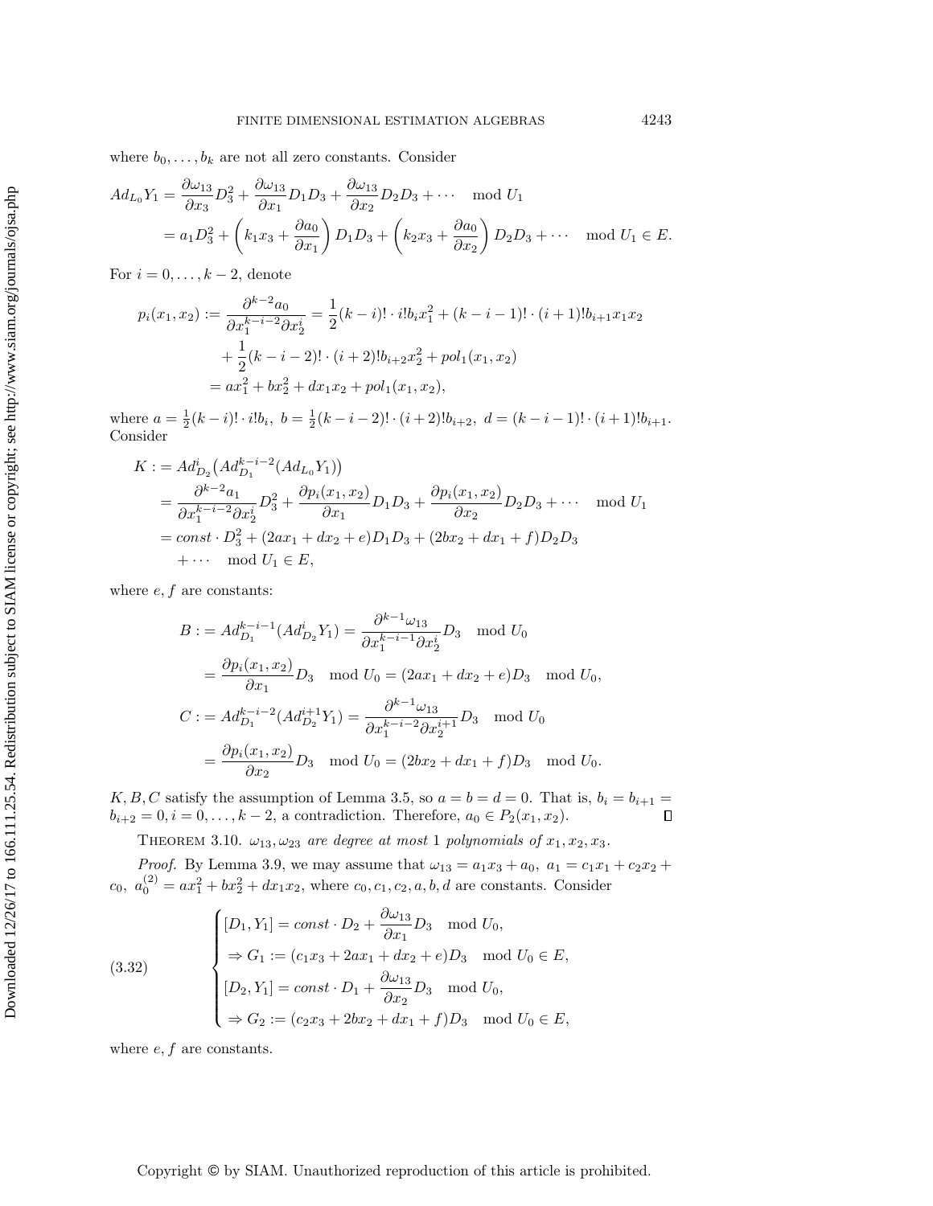where $b_0, \ldots, b_k$ are not all zero constants. Consider

$$
\begin{aligned}
Ad_{L_0} Y_1 &= \frac{\partial \omega_{13}}{\partial x_3} D_3^2 + \frac{\partial \omega_{13}}{\partial x_1} D_1 D_3 + \frac{\partial \omega_{13}}{\partial x_2} D_2 D_3 + \cdots \mod U_1 \\
&= a_1 D_3^2 + \left(k_1 x_3 + \frac{\partial a_0}{\partial x_1}\right) D_1 D_3 + \left(k_2 x_3 + \frac{\partial a_0}{\partial x_2}\right) D_2 D_3 + \cdots \mod U_1 \in E.
\end{aligned}
$$

For $i = 0, \ldots, k-2$, denote

$$
\begin{aligned}
p_i(x_1, x_2) &:= \frac{\partial^{k-2} a_0}{\partial x_1^{k-i-2} \partial x_2^i} = \frac{1}{2}(k-i)! \cdot i! b_i x_1^2 + (k-i-1)! \cdot (i+1)! b_{i+1} x_1 x_2 \\
&\quad + \frac{1}{2}(k-i-2)! \cdot (i+2)! b_{i+2} x_2^2 + pol_1(x_1, x_2) \\
&= a x_1^2 + b x_2^2 + d x_1 x_2 + pol_1(x_1, x_2),
\end{aligned}
$$

where $a = \frac{1}{2}(k-i)! \cdot i! b_i,\ b = \frac{1}{2}(k-i-2)! \cdot (i+2)! b_{i+2},\ d = (k-i-1)! \cdot (i+1)! b_{i+1}$. Consider

$$
\begin{aligned}
K &:= Ad_{D_2}^i \big( Ad_{D_1}^{k-i-2} (Ad_{L_0} Y_1) \big) \\
&= \frac{\partial^{k-2} a_1}{\partial x_1^{k-i-2} \partial x_2^i} D_3^2 + \frac{\partial p_i(x_1, x_2)}{\partial x_1} D_1 D_3 + \frac{\partial p_i(x_1, x_2)}{\partial x_2} D_2 D_3 + \cdots \mod U_1 \\
&= const \cdot D_3^2 + (2a x_1 + d x_2 + e) D_1 D_3 + (2b x_2 + d x_1 + f) D_2 D_3 \\
&\quad + \cdots \mod U_1 \in E,
\end{aligned}
$$

where $e, f$ are constants:

$$
\begin{aligned}
B &:= Ad_{D_1}^{k-i-1} (Ad_{D_2}^i Y_1) = \frac{\partial^{k-1} \omega_{13}}{\partial x_1^{k-i-1} \partial x_2^i} D_3 \mod U_0 \\
&= \frac{\partial p_i(x_1, x_2)}{\partial x_1} D_3 \mod U_0 = (2a x_1 + d x_2 + e) D_3 \mod U_0, \\
C &:= Ad_{D_1}^{k-i-2} (Ad_{D_2}^{i+1} Y_1) = \frac{\partial^{k-1} \omega_{13}}{\partial x_1^{k-i-2} \partial x_2^{i+1}} D_3 \mod U_0 \\
&= \frac{\partial p_i(x_1, x_2)}{\partial x_2} D_3 \mod U_0 = (2b x_2 + d x_1 + f) D_3 \mod U_0.
\end{aligned}
$$

$K, B, C$ satisfy the assumption of Lemma 3.5, so $a = b = d = 0$. That is, $b_i = b_{i+1} = b_{i+2} = 0, i = 0, \ldots, k-2$, a contradiction. Therefore, $a_0 \in P_2(x_1, x_2)$. ∎

THEOREM 3.10. *$\omega_{13}, \omega_{23}$ are degree at most 1 polynomials of $x_1, x_2, x_3$.*

*Proof.* By Lemma 3.9, we may assume that $\omega_{13} = a_1 x_3 + a_0,\ a_1 = c_1 x_1 + c_2 x_2 + c_0,\ a_0^{(2)} = a x_1^2 + b x_2^2 + d x_1 x_2$, where $c_0, c_1, c_2, a, b, d$ are constants. Consider

$$
(3.32) \qquad
\begin{cases}
[D_1, Y_1] = const \cdot D_2 + \dfrac{\partial \omega_{13}}{\partial x_1} D_3 \mod U_0, \\
\Rightarrow G_1 := (c_1 x_3 + 2a x_1 + d x_2 + e) D_3 \mod U_0 \in E, \\
[D_2, Y_1] = const \cdot D_1 + \dfrac{\partial \omega_{13}}{\partial x_2} D_3 \mod U_0, \\
\Rightarrow G_2 := (c_2 x_3 + 2b x_2 + d x_1 + f) D_3 \mod U_0 \in E,
\end{cases}
$$

where $e, f$ are constants.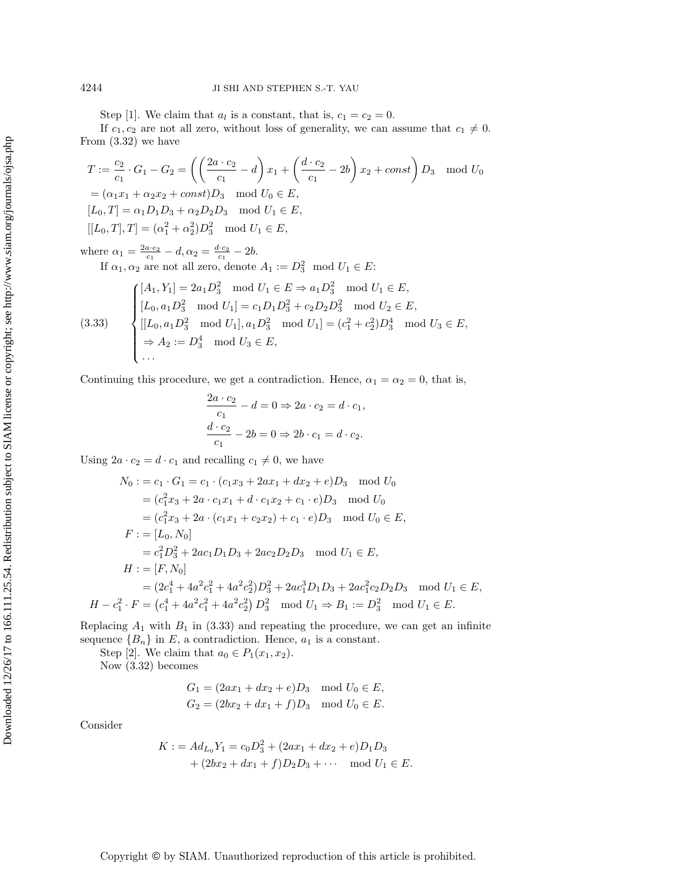Step [1]. We claim that $a_l$ is a constant, that is, $c_1 = c_2 = 0$.

If $c_1, c_2$ are not all zero, without loss of generality, we can assume that $c_1 \neq 0$. From (3.32) we have

$$
\begin{aligned}
T &:= \frac{c_2}{c_1} \cdot G_1 - G_2 = \left( \left( \frac{2a \cdot c_2}{c_1} - d \right) x_1 + \left( \frac{d \cdot c_2}{c_1} - 2b \right) x_2 + const \right) D_3 \mod U_0 \\
&= (\alpha_1 x_1 + \alpha_2 x_2 + const) D_3 \mod U_0 \in E, \\
[L_0, T] &= \alpha_1 D_1 D_3 + \alpha_2 D_2 D_3 \mod U_1 \in E, \\
[[L_0, T], T] &= (\alpha_1^2 + \alpha_2^2) D_3^2 \mod U_1 \in E,
\end{aligned}
$$

where $\alpha_1 = \frac{2a \cdot c_2}{c_1} - d, \alpha_2 = \frac{d \cdot c_2}{c_1} - 2b$.

If $\alpha_1, \alpha_2$ are not all zero, denote $A_1 := D_3^2 \mod U_1 \in E$:

$$
(3.33) \qquad \begin{cases}
[A_1, Y_1] = 2a_1 D_3^2 \mod U_1 \in E \Rightarrow a_1 D_3^2 \mod U_1 \in E, \\
[L_0, a_1 D_3^2 \mod U_1] = c_1 D_1 D_3^2 + c_2 D_2 D_3^2 \mod U_2 \in E, \\
[[L_0, a_1 D_3^2 \mod U_1], a_1 D_3^2 \mod U_1] = (c_1^2 + c_2^2) D_3^4 \mod U_3 \in E, \\
\Rightarrow A_2 := D_3^4 \mod U_3 \in E, \\
\cdots
\end{cases}
$$

Continuing this procedure, we get a contradiction. Hence, $\alpha_1 = \alpha_2 = 0$, that is,

$$
\begin{aligned}
\frac{2a \cdot c_2}{c_1} - d = 0 \Rightarrow 2a \cdot c_2 = d \cdot c_1, \\
\frac{d \cdot c_2}{c_1} - 2b = 0 \Rightarrow 2b \cdot c_1 = d \cdot c_2.
\end{aligned}
$$

Using $2a \cdot c_2 = d \cdot c_1$ and recalling $c_1 \neq 0$, we have

$$
\begin{aligned}
N_0 &:= c_1 \cdot G_1 = c_1 \cdot (c_1 x_3 + 2a x_1 + d x_2 + e) D_3 \mod U_0 \\
&= (c_1^2 x_3 + 2a \cdot c_1 x_1 + d \cdot c_1 x_2 + c_1 \cdot e) D_3 \mod U_0 \\
&= (c_1^2 x_3 + 2a \cdot (c_1 x_1 + c_2 x_2) + c_1 \cdot e) D_3 \mod U_0 \in E, \\
F &:= [L_0, N_0] \\
&= c_1^2 D_3^2 + 2a c_1 D_1 D_3 + 2a c_2 D_2 D_3 \mod U_1 \in E, \\
H &:= [F, N_0] \\
&= (2c_1^4 + 4a^2 c_1^2 + 4a^2 c_2^2) D_3^2 + 2a c_1^3 D_1 D_3 + 2a c_1^2 c_2 D_2 D_3 \mod U_1 \in E, \\
H - c_1^2 \cdot F &= \left( c_1^4 + 4a^2 c_1^2 + 4a^2 c_2^2 \right) D_3^2 \mod U_1 \Rightarrow B_1 := D_3^2 \mod U_1 \in E.
\end{aligned}
$$

Replacing $A_1$ with $B_1$ in (3.33) and repeating the procedure, we can get an infinite sequence $\{B_n\}$ in $E$, a contradiction. Hence, $a_1$ is a constant.

Step [2]. We claim that $a_0 \in P_1(x_1, x_2)$.

Now (3.32) becomes

$$
\begin{aligned}
G_1 &= (2a x_1 + d x_2 + e) D_3 \mod U_0 \in E, \\
G_2 &= (2b x_2 + d x_1 + f) D_3 \mod U_0 \in E.
\end{aligned}
$$

Consider

$$
\begin{aligned}
K := Ad_{L_0} Y_1 = c_0 D_3^2 &+ (2a x_1 + d x_2 + e) D_1 D_3 \\
&+ (2b x_2 + d x_1 + f) D_2 D_3 + \cdots \mod U_1 \in E.
\end{aligned}
$$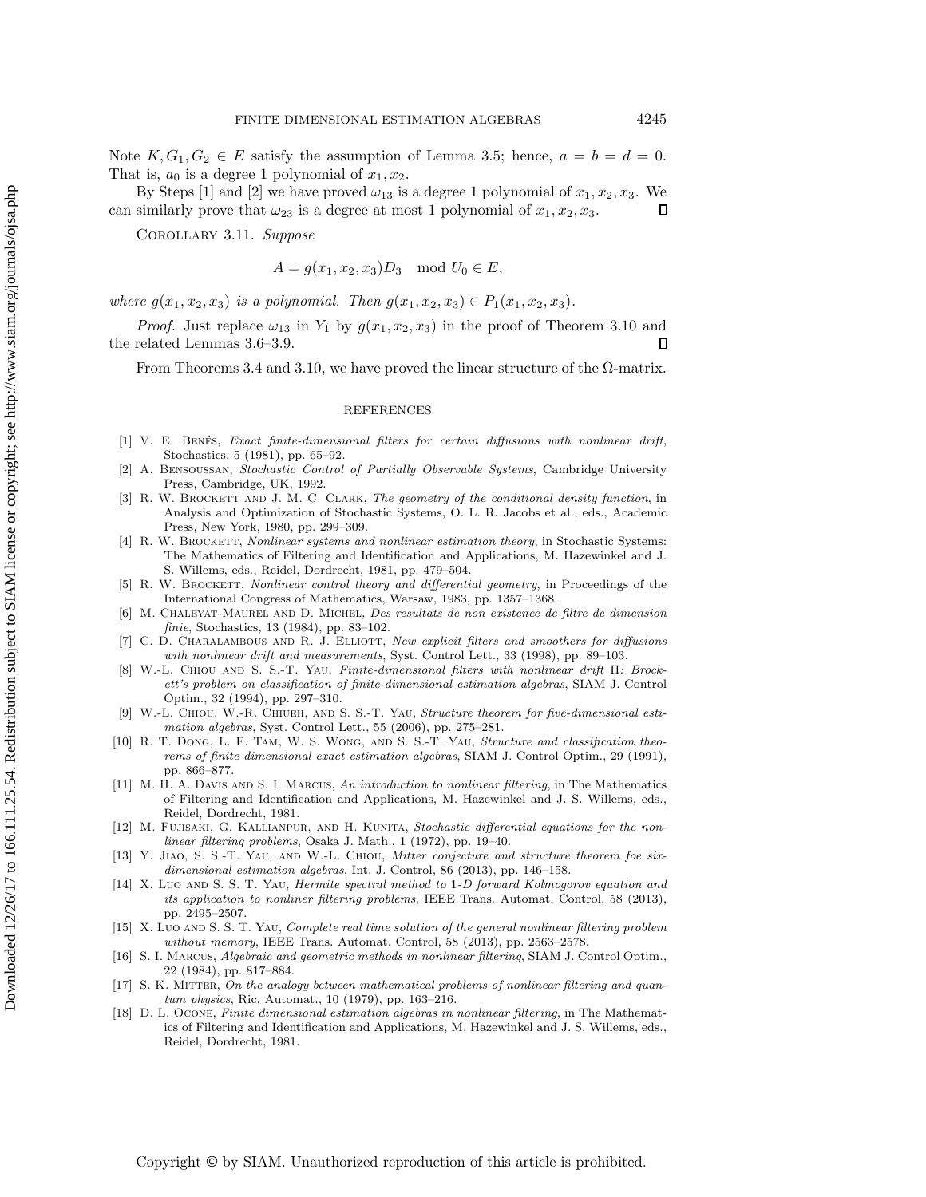Note $K, G_1, G_2 \in E$ satisfy the assumption of Lemma 3.5; hence, $a = b = d = 0$. That is, $a_0$ is a degree 1 polynomial of $x_1, x_2$.

By Steps [1] and [2] we have proved $\omega_{13}$ is a degree 1 polynomial of $x_1, x_2, x_3$. We can similarly prove that $\omega_{23}$ is a degree at most 1 polynomial of $x_1, x_2, x_3$. ∎

COROLLARY 3.11. *Suppose*

$$A = g(x_1, x_2, x_3)D_3 \mod U_0 \in E,$$

*where $g(x_1, x_2, x_3)$ is a polynomial. Then $g(x_1, x_2, x_3) \in P_1(x_1, x_2, x_3)$.*

*Proof.* Just replace $\omega_{13}$ in $Y_1$ by $g(x_1, x_2, x_3)$ in the proof of Theorem 3.10 and the related Lemmas 3.6–3.9. ∎

From Theorems 3.4 and 3.10, we have proved the linear structure of the $\Omega$-matrix.

## REFERENCES

[1] V. E. Benés, *Exact finite-dimensional filters for certain diffusions with nonlinear drift*, Stochastics, 5 (1981), pp. 65–92.

[2] A. Bensoussan, *Stochastic Control of Partially Observable Systems*, Cambridge University Press, Cambridge, UK, 1992.

[3] R. W. Brockett and J. M. C. Clark, *The geometry of the conditional density function*, in Analysis and Optimization of Stochastic Systems, O. L. R. Jacobs et al., eds., Academic Press, New York, 1980, pp. 299–309.

[4] R. W. Brockett, *Nonlinear systems and nonlinear estimation theory*, in Stochastic Systems: The Mathematics of Filtering and Identification and Applications, M. Hazewinkel and J. S. Willems, eds., Reidel, Dordrecht, 1981, pp. 479–504.

[5] R. W. Brockett, *Nonlinear control theory and differential geometry*, in Proceedings of the International Congress of Mathematics, Warsaw, 1983, pp. 1357–1368.

[6] M. Chaleyat-Maurel and D. Michel, *Des resultats de non existence de filtre de dimension finie*, Stochastics, 13 (1984), pp. 83–102.

[7] C. D. Charalambous and R. J. Elliott, *New explicit filters and smoothers for diffusions with nonlinear drift and measurements*, Syst. Control Lett., 33 (1998), pp. 89–103.

[8] W.-L. Chiou and S. S.-T. Yau, *Finite-dimensional filters with nonlinear drift* II*: Brockett's problem on classification of finite-dimensional estimation algebras*, SIAM J. Control Optim., 32 (1994), pp. 297–310.

[9] W.-L. Chiou, W.-R. Chiueh, and S. S.-T. Yau, *Structure theorem for five-dimensional estimation algebras*, Syst. Control Lett., 55 (2006), pp. 275–281.

[10] R. T. Dong, L. F. Tam, W. S. Wong, and S. S.-T. Yau, *Structure and classification theorems of finite dimensional exact estimation algebras*, SIAM J. Control Optim., 29 (1991), pp. 866–877.

[11] M. H. A. Davis and S. I. Marcus, *An introduction to nonlinear filtering*, in The Mathematics of Filtering and Identification and Applications, M. Hazewinkel and J. S. Willems, eds., Reidel, Dordrecht, 1981.

[12] M. Fujisaki, G. Kallianpur, and H. Kunita, *Stochastic differential equations for the nonlinear filtering problems*, Osaka J. Math., 1 (1972), pp. 19–40.

[13] Y. Jiao, S. S.-T. Yau, and W.-L. Chiou, *Mitter conjecture and structure theorem foe six-dimensional estimation algebras*, Int. J. Control, 86 (2013), pp. 146–158.

[14] X. Luo and S. S. T. Yau, *Hermite spectral method to* 1*-D forward Kolmogorov equation and its application to nonliner filtering problems*, IEEE Trans. Automat. Control, 58 (2013), pp. 2495–2507.

[15] X. Luo and S. S. T. Yau, *Complete real time solution of the general nonlinear filtering problem without memory*, IEEE Trans. Automat. Control, 58 (2013), pp. 2563–2578.

[16] S. I. Marcus, *Algebraic and geometric methods in nonlinear filtering*, SIAM J. Control Optim., 22 (1984), pp. 817–884.

[17] S. K. Mitter, *On the analogy between mathematical problems of nonlinear filtering and quantum physics*, Ric. Automat., 10 (1979), pp. 163–216.

[18] D. L. Ocone, *Finite dimensional estimation algebras in nonlinear filtering*, in The Mathematics of Filtering and Identification and Applications, M. Hazewinkel and J. S. Willems, eds., Reidel, Dordrecht, 1981.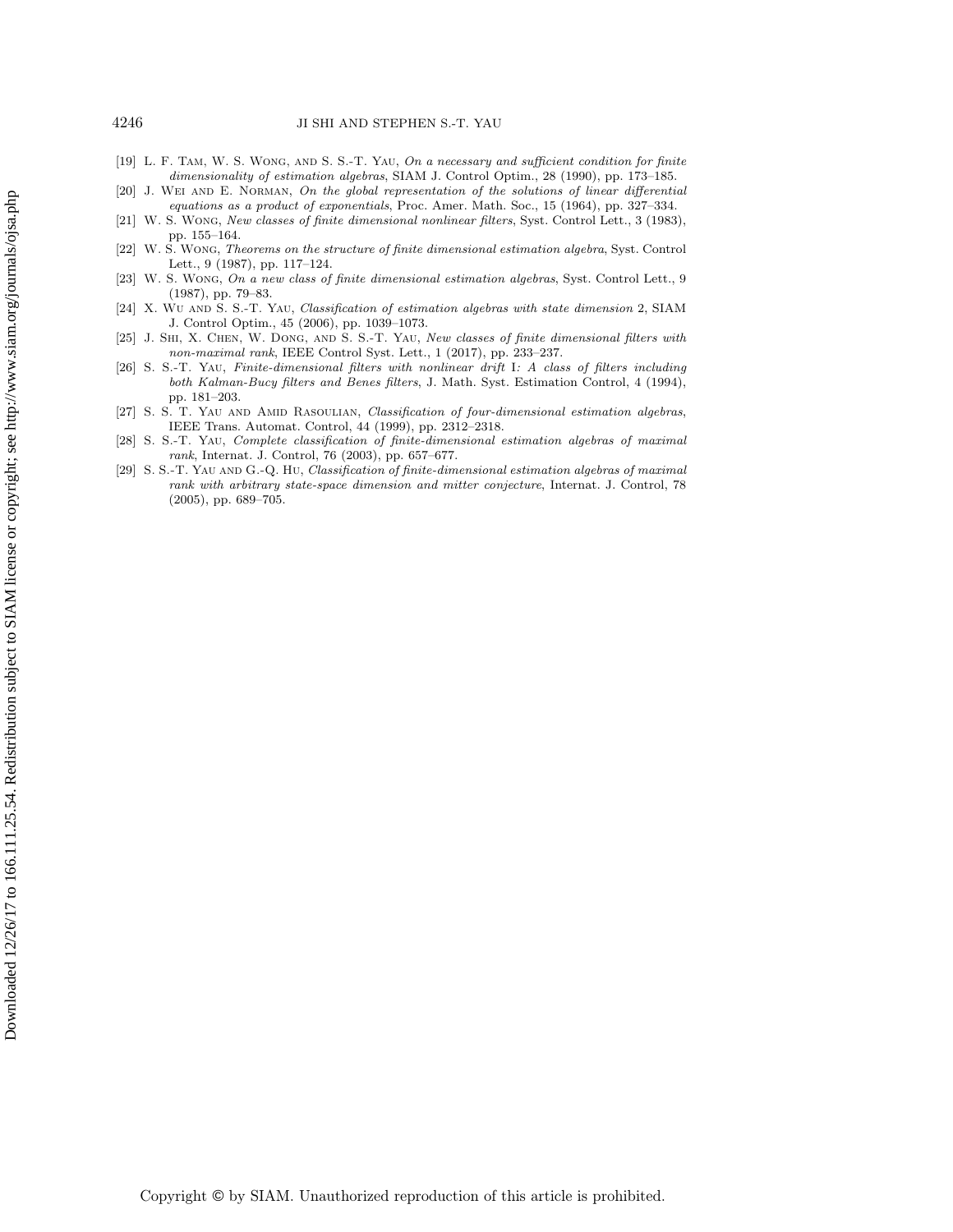[19] L. F. Tam, W. S. Wong, and S. S.-T. Yau, *On a necessary and sufficient condition for finite dimensionality of estimation algebras*, SIAM J. Control Optim., 28 (1990), pp. 173–185.

[20] J. Wei and E. Norman, *On the global representation of the solutions of linear differential equations as a product of exponentials*, Proc. Amer. Math. Soc., 15 (1964), pp. 327–334.

[21] W. S. Wong, *New classes of finite dimensional nonlinear filters*, Syst. Control Lett., 3 (1983), pp. 155–164.

[22] W. S. Wong, *Theorems on the structure of finite dimensional estimation algebra*, Syst. Control Lett., 9 (1987), pp. 117–124.

[23] W. S. Wong, *On a new class of finite dimensional estimation algebras*, Syst. Control Lett., 9 (1987), pp. 79–83.

[24] X. Wu and S. S.-T. Yau, *Classification of estimation algebras with state dimension* 2, SIAM J. Control Optim., 45 (2006), pp. 1039–1073.

[25] J. Shi, X. Chen, W. Dong, and S. S.-T. Yau, *New classes of finite dimensional filters with non-maximal rank*, IEEE Control Syst. Lett., 1 (2017), pp. 233–237.

[26] S. S.-T. Yau, *Finite-dimensional filters with nonlinear drift* I*: A class of filters including both Kalman-Bucy filters and Benes filters*, J. Math. Syst. Estimation Control, 4 (1994), pp. 181–203.

[27] S. S. T. Yau and Amid Rasoulian, *Classification of four-dimensional estimation algebras*, IEEE Trans. Automat. Control, 44 (1999), pp. 2312–2318.

[28] S. S.-T. Yau, *Complete classification of finite-dimensional estimation algebras of maximal rank*, Internat. J. Control, 76 (2003), pp. 657–677.

[29] S. S.-T. Yau and G.-Q. Hu, *Classification of finite-dimensional estimation algebras of maximal rank with arbitrary state-space dimension and mitter conjecture*, Internat. J. Control, 78 (2005), pp. 689–705.